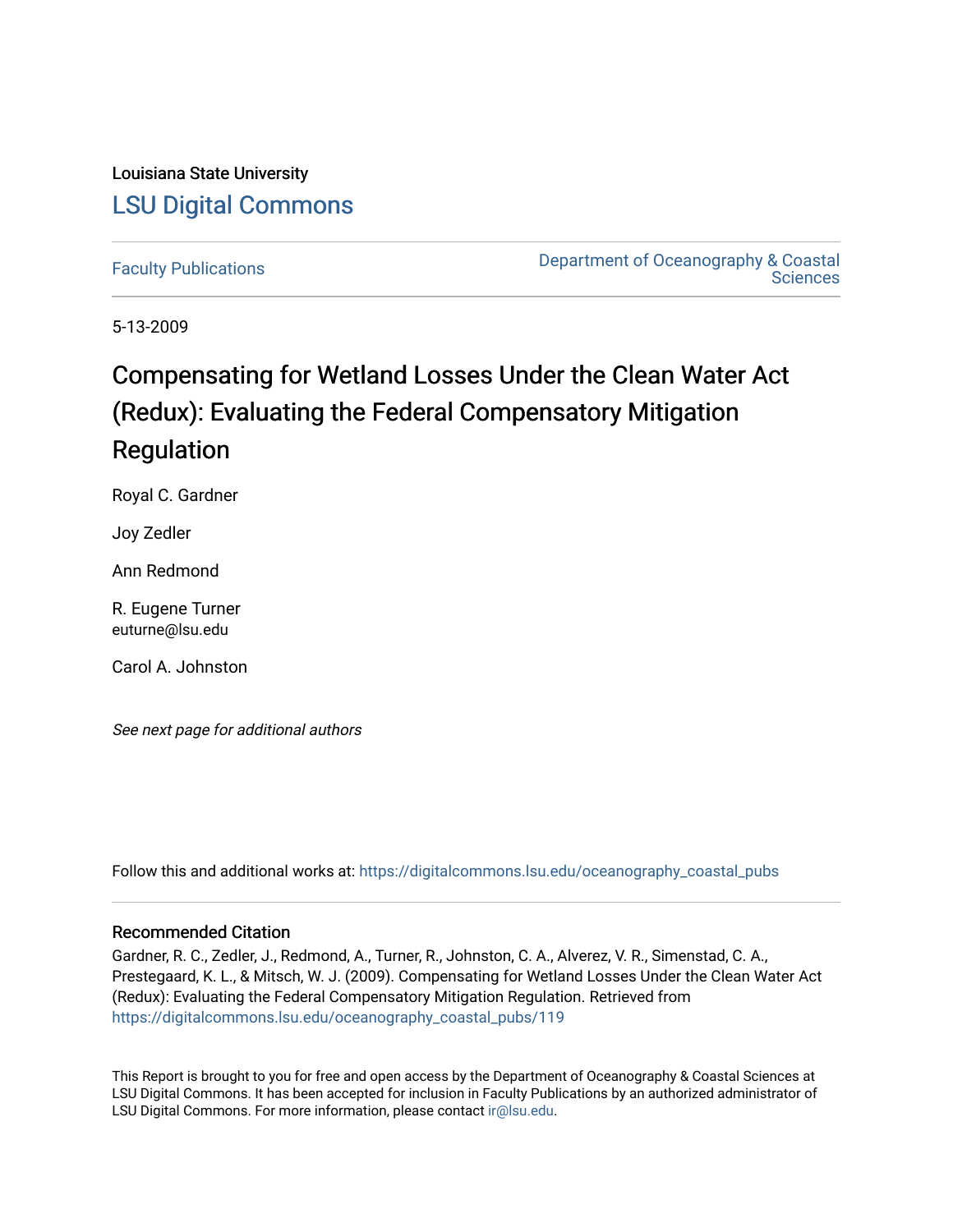Louisiana State University

# LSU Digital Commons

Faculty Publications | Department of Oceanography & Coastal Sciences

5-13-2009

# Compensating for Wetland Losses Under the Clean Water Act (Redux): Evaluating the Federal Compensatory Mitigation Regulation

Royal C. Gardner

Joy Zedler

Ann Redmond

R. Eugene Turner
euturne@lsu.edu

Carol A. Johnston

*See next page for additional authors*

Follow this and additional works at: https://digitalcommons.lsu.edu/oceanography_coastal_pubs

## Recommended Citation

Gardner, R. C., Zedler, J., Redmond, A., Turner, R., Johnston, C. A., Alverez, V. R., Simenstad, C. A., Prestegaard, K. L., & Mitsch, W. J. (2009). Compensating for Wetland Losses Under the Clean Water Act (Redux): Evaluating the Federal Compensatory Mitigation Regulation. Retrieved from https://digitalcommons.lsu.edu/oceanography_coastal_pubs/119

This Report is brought to you for free and open access by the Department of Oceanography & Coastal Sciences at LSU Digital Commons. It has been accepted for inclusion in Faculty Publications by an authorized administrator of LSU Digital Commons. For more information, please contact ir@lsu.edu.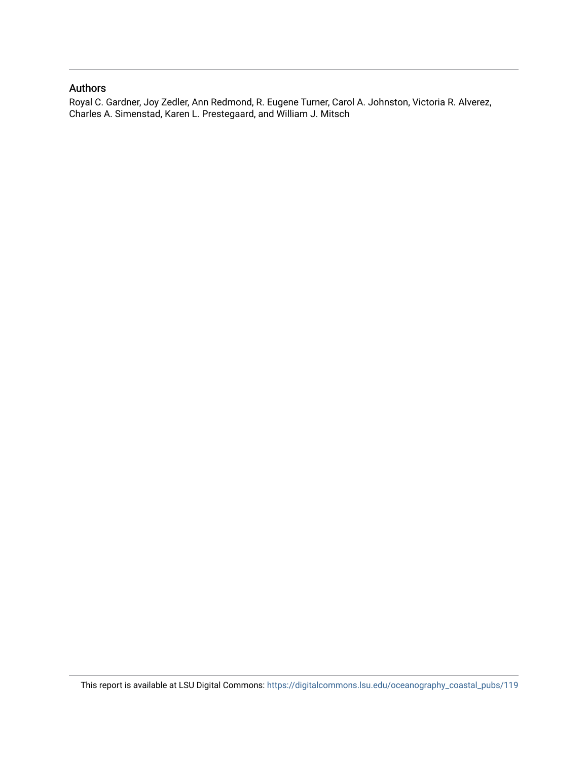## Authors

Royal C. Gardner, Joy Zedler, Ann Redmond, R. Eugene Turner, Carol A. Johnston, Victoria R. Alverez, Charles A. Simenstad, Karen L. Prestegaard, and William J. Mitsch

This report is available at LSU Digital Commons: https://digitalcommons.lsu.edu/oceanography_coastal_pubs/119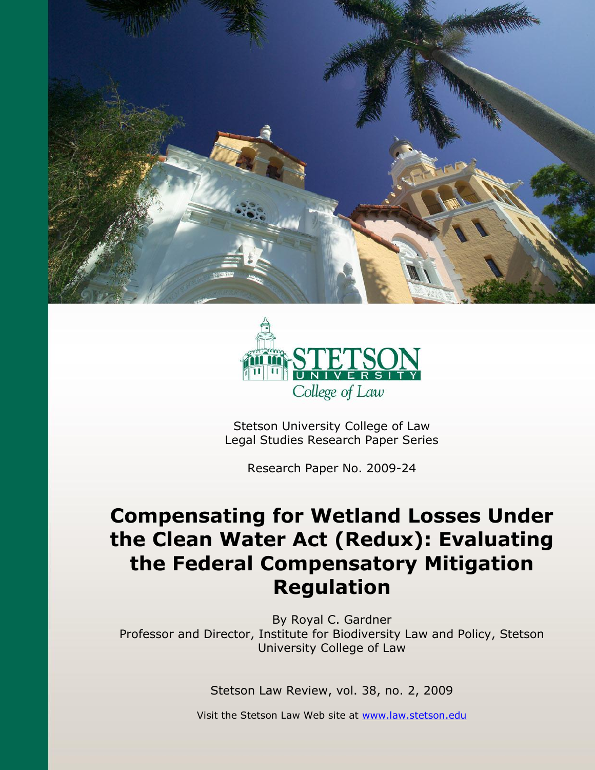Stetson University College of Law
Legal Studies Research Paper Series

Research Paper No. 2009-24

# Compensating for Wetland Losses Under the Clean Water Act (Redux): Evaluating the Federal Compensatory Mitigation Regulation

By Royal C. Gardner
Professor and Director, Institute for Biodiversity Law and Policy, Stetson University College of Law

Stetson Law Review, vol. 38, no. 2, 2009

Visit the Stetson Law Web site at www.law.stetson.edu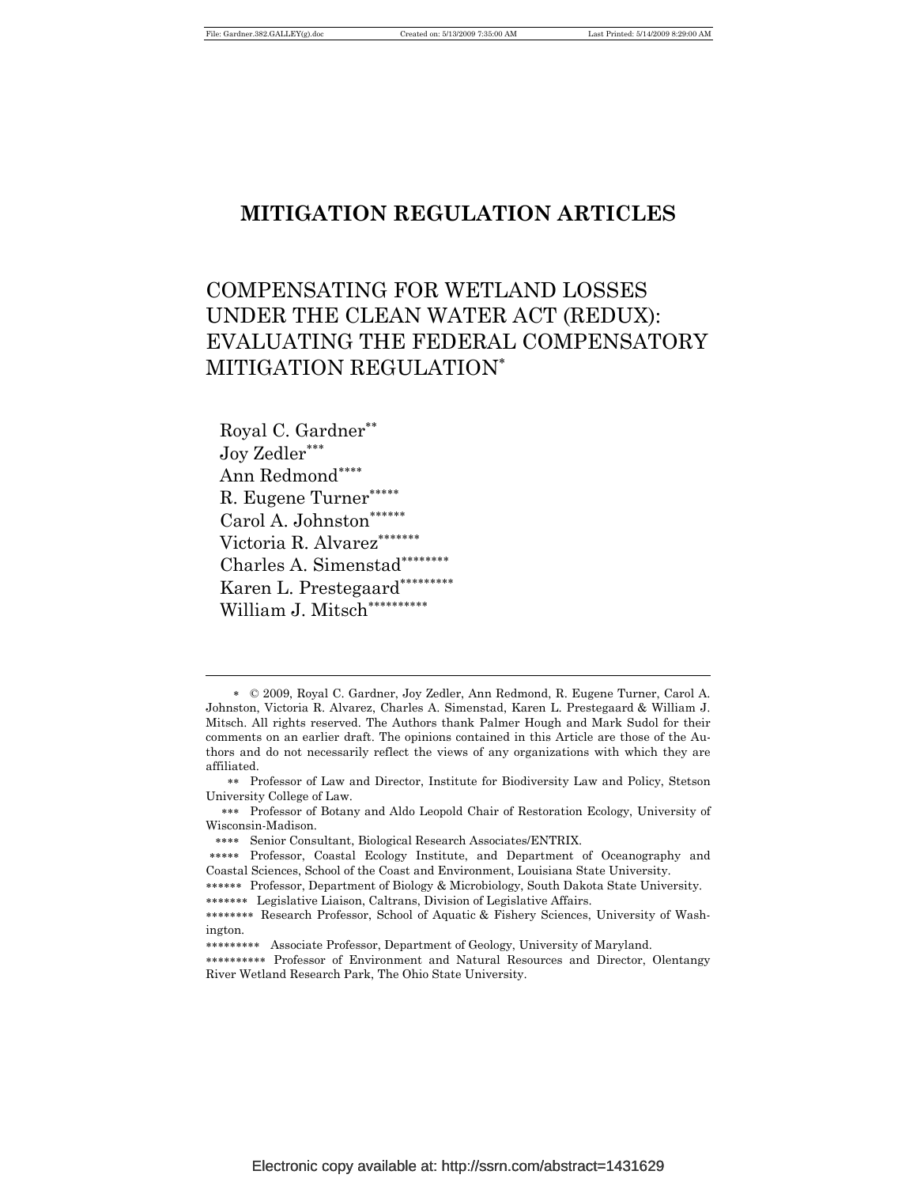# MITIGATION REGULATION ARTICLES

## COMPENSATING FOR WETLAND LOSSES UNDER THE CLEAN WATER ACT (REDUX): EVALUATING THE FEDERAL COMPENSATORY MITIGATION REGULATION*

Royal C. Gardner**
Joy Zedler***
Ann Redmond****
R. Eugene Turner*****
Carol A. Johnston******
Victoria R. Alvarez*******
Charles A. Simenstad********
Karen L. Prestegaard*********
William J. Mitsch**********

---

\* © 2009, Royal C. Gardner, Joy Zedler, Ann Redmond, R. Eugene Turner, Carol A. Johnston, Victoria R. Alvarez, Charles A. Simenstad, Karen L. Prestegaard & William J. Mitsch. All rights reserved. The Authors thank Palmer Hough and Mark Sudol for their comments on an earlier draft. The opinions contained in this Article are those of the Authors and do not necessarily reflect the views of any organizations with which they are affiliated.

\*\* Professor of Law and Director, Institute for Biodiversity Law and Policy, Stetson University College of Law.

\*\*\* Professor of Botany and Aldo Leopold Chair of Restoration Ecology, University of Wisconsin-Madison.

\*\*\*\* Senior Consultant, Biological Research Associates/ENTRIX.

\*\*\*\*\* Professor, Coastal Ecology Institute, and Department of Oceanography and Coastal Sciences, School of the Coast and Environment, Louisiana State University.

\*\*\*\*\*\* Professor, Department of Biology & Microbiology, South Dakota State University.

\*\*\*\*\*\*\* Legislative Liaison, Caltrans, Division of Legislative Affairs.

\*\*\*\*\*\*\*\* Research Professor, School of Aquatic & Fishery Sciences, University of Washington.

\*\*\*\*\*\*\*\*\* Associate Professor, Department of Geology, University of Maryland.

\*\*\*\*\*\*\*\*\*\* Professor of Environment and Natural Resources and Director, Olentangy River Wetland Research Park, The Ohio State University.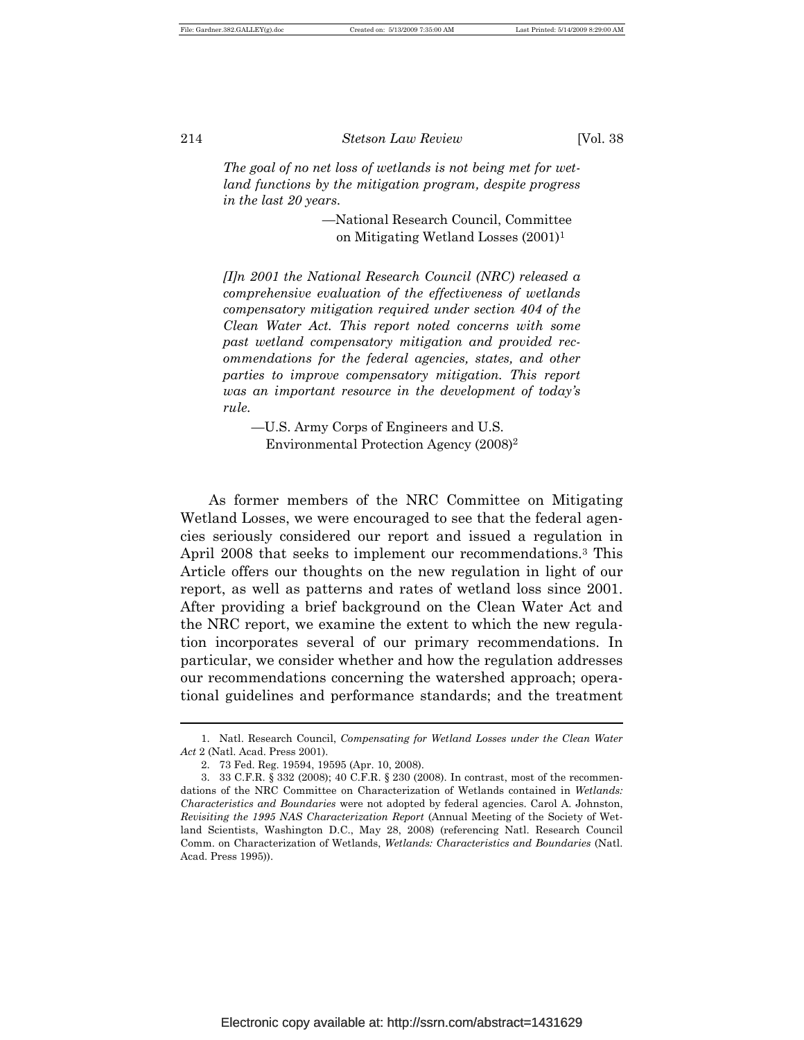*The goal of no net loss of wetlands is not being met for wetland functions by the mitigation program, despite progress in the last 20 years.*

—National Research Council, Committee on Mitigating Wetland Losses (2001)[1]

*[I]n 2001 the National Research Council (NRC) released a comprehensive evaluation of the effectiveness of wetlands compensatory mitigation required under section 404 of the Clean Water Act. This report noted concerns with some past wetland compensatory mitigation and provided recommendations for the federal agencies, states, and other parties to improve compensatory mitigation. This report was an important resource in the development of today's rule.*

—U.S. Army Corps of Engineers and U.S. Environmental Protection Agency (2008)[2]

As former members of the NRC Committee on Mitigating Wetland Losses, we were encouraged to see that the federal agencies seriously considered our report and issued a regulation in April 2008 that seeks to implement our recommendations.[3] This Article offers our thoughts on the new regulation in light of our report, as well as patterns and rates of wetland loss since 2001. After providing a brief background on the Clean Water Act and the NRC report, we examine the extent to which the new regulation incorporates several of our primary recommendations. In particular, we consider whether and how the regulation addresses our recommendations concerning the watershed approach; operational guidelines and performance standards; and the treatment

1. Natl. Research Council, *Compensating for Wetland Losses under the Clean Water Act* 2 (Natl. Acad. Press 2001).

2. 73 Fed. Reg. 19594, 19595 (Apr. 10, 2008).

3. 33 C.F.R. § 332 (2008); 40 C.F.R. § 230 (2008). In contrast, most of the recommendations of the NRC Committee on Characterization of Wetlands contained in *Wetlands: Characteristics and Boundaries* were not adopted by federal agencies. Carol A. Johnston, *Revisiting the 1995 NAS Characterization Report* (Annual Meeting of the Society of Wetland Scientists, Washington D.C., May 28, 2008) (referencing Natl. Research Council Comm. on Characterization of Wetlands, *Wetlands: Characteristics and Boundaries* (Natl. Acad. Press 1995)).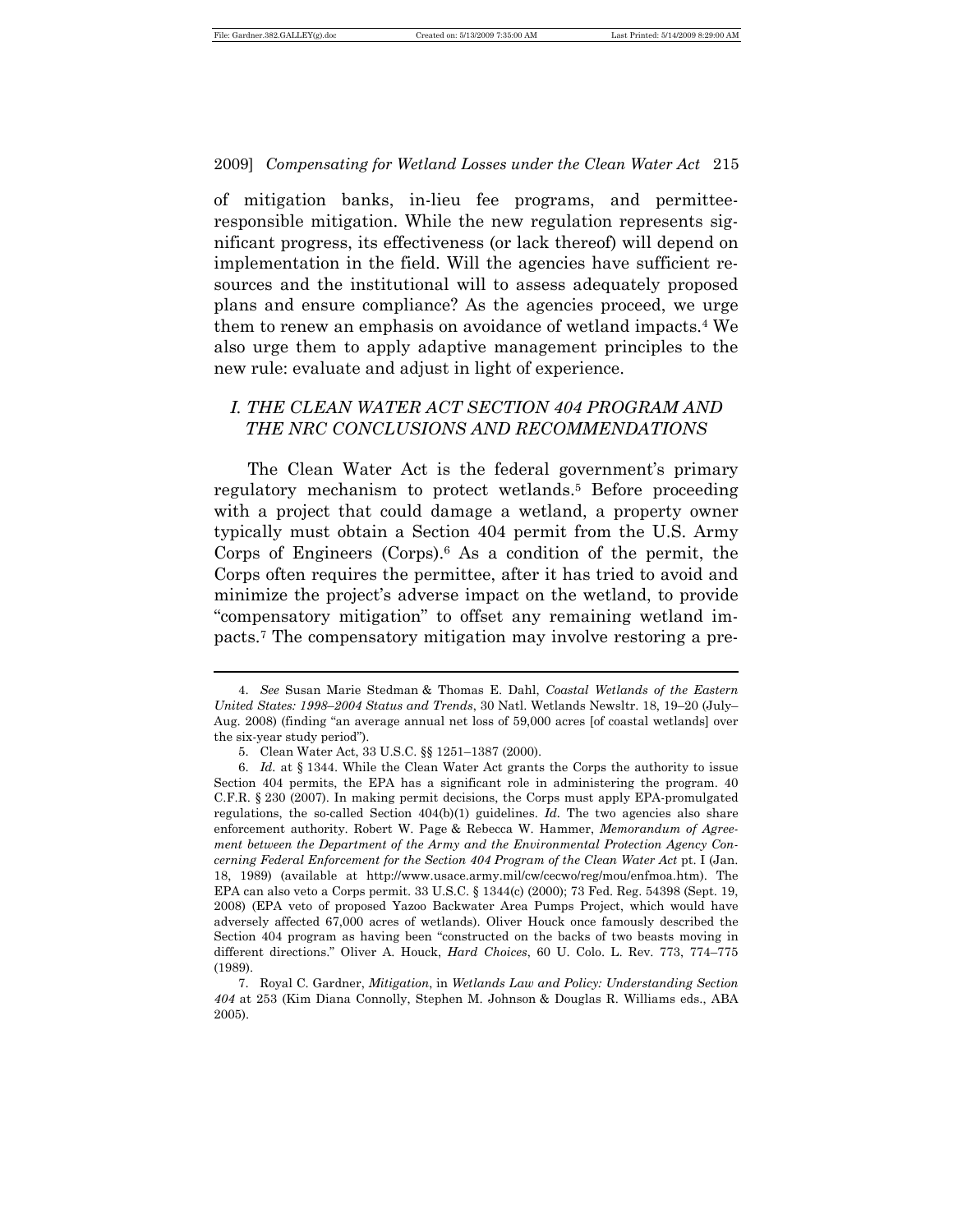of mitigation banks, in-lieu fee programs, and permittee-responsible mitigation. While the new regulation represents significant progress, its effectiveness (or lack thereof) will depend on implementation in the field. Will the agencies have sufficient resources and the institutional will to assess adequately proposed plans and ensure compliance? As the agencies proceed, we urge them to renew an emphasis on avoidance of wetland impacts.[4] We also urge them to apply adaptive management principles to the new rule: evaluate and adjust in light of experience.

## *I. THE CLEAN WATER ACT SECTION 404 PROGRAM AND THE NRC CONCLUSIONS AND RECOMMENDATIONS*

The Clean Water Act is the federal government's primary regulatory mechanism to protect wetlands.[5] Before proceeding with a project that could damage a wetland, a property owner typically must obtain a Section 404 permit from the U.S. Army Corps of Engineers (Corps).[6] As a condition of the permit, the Corps often requires the permittee, after it has tried to avoid and minimize the project's adverse impact on the wetland, to provide "compensatory mitigation" to offset any remaining wetland impacts.[7] The compensatory mitigation may involve restoring a pre-

---

4. *See* Susan Marie Stedman & Thomas E. Dahl, *Coastal Wetlands of the Eastern United States: 1998–2004 Status and Trends*, 30 Natl. Wetlands Newsltr. 18, 19–20 (July–Aug. 2008) (finding "an average annual net loss of 59,000 acres [of coastal wetlands] over the six-year study period").

5. Clean Water Act, 33 U.S.C. §§ 1251–1387 (2000).

6. *Id.* at § 1344. While the Clean Water Act grants the Corps the authority to issue Section 404 permits, the EPA has a significant role in administering the program. 40 C.F.R. § 230 (2007). In making permit decisions, the Corps must apply EPA-promulgated regulations, the so-called Section 404(b)(1) guidelines. *Id.* The two agencies also share enforcement authority. Robert W. Page & Rebecca W. Hammer, *Memorandum of Agreement between the Department of the Army and the Environmental Protection Agency Concerning Federal Enforcement for the Section 404 Program of the Clean Water Act* pt. I (Jan. 18, 1989) (available at http://www.usace.army.mil/cw/cecwo/reg/mou/enfmoa.htm). The EPA can also veto a Corps permit. 33 U.S.C. § 1344(c) (2000); 73 Fed. Reg. 54398 (Sept. 19, 2008) (EPA veto of proposed Yazoo Backwater Area Pumps Project, which would have adversely affected 67,000 acres of wetlands). Oliver Houck once famously described the Section 404 program as having been "constructed on the backs of two beasts moving in different directions." Oliver A. Houck, *Hard Choices*, 60 U. Colo. L. Rev. 773, 774–775 (1989).

7. Royal C. Gardner, *Mitigation*, in *Wetlands Law and Policy: Understanding Section 404* at 253 (Kim Diana Connolly, Stephen M. Johnson & Douglas R. Williams eds., ABA 2005).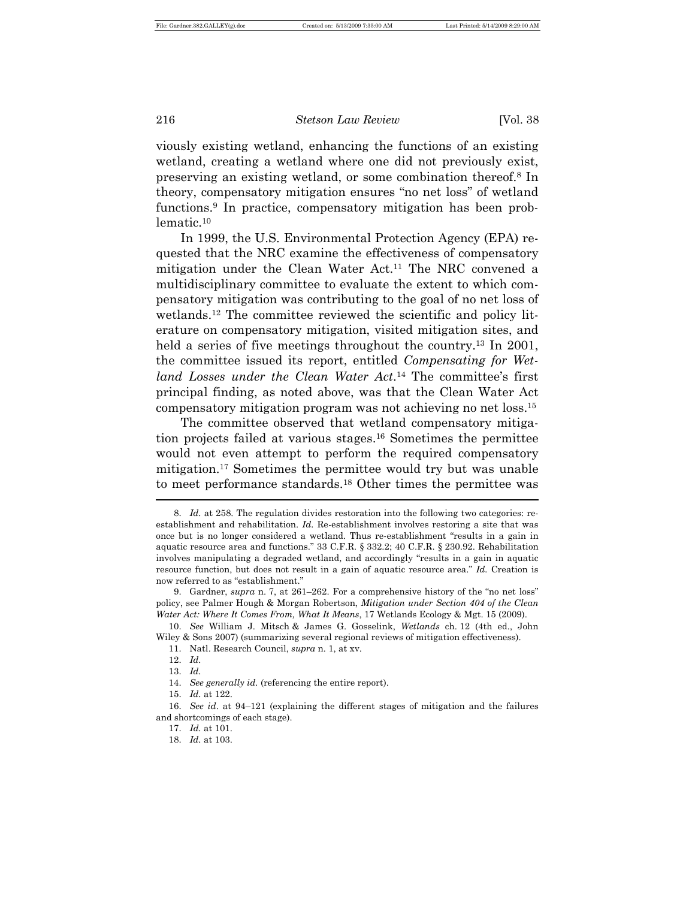viously existing wetland, enhancing the functions of an existing wetland, creating a wetland where one did not previously exist, preserving an existing wetland, or some combination thereof.[8] In theory, compensatory mitigation ensures "no net loss" of wetland functions.[9] In practice, compensatory mitigation has been problematic.[10]

In 1999, the U.S. Environmental Protection Agency (EPA) requested that the NRC examine the effectiveness of compensatory mitigation under the Clean Water Act.[11] The NRC convened a multidisciplinary committee to evaluate the extent to which compensatory mitigation was contributing to the goal of no net loss of wetlands.[12] The committee reviewed the scientific and policy literature on compensatory mitigation, visited mitigation sites, and held a series of five meetings throughout the country.[13] In 2001, the committee issued its report, entitled *Compensating for Wetland Losses under the Clean Water Act*.[14] The committee's first principal finding, as noted above, was that the Clean Water Act compensatory mitigation program was not achieving no net loss.[15]

The committee observed that wetland compensatory mitigation projects failed at various stages.[16] Sometimes the permittee would not even attempt to perform the required compensatory mitigation.[17] Sometimes the permittee would try but was unable to meet performance standards.[18] Other times the permittee was

---

8. *Id.* at 258. The regulation divides restoration into the following two categories: re-establishment and rehabilitation. *Id.* Re-establishment involves restoring a site that was once but is no longer considered a wetland. Thus re-establishment "results in a gain in aquatic resource area and functions." 33 C.F.R. § 332.2; 40 C.F.R. § 230.92. Rehabilitation involves manipulating a degraded wetland, and accordingly "results in a gain in aquatic resource function, but does not result in a gain of aquatic resource area." *Id.* Creation is now referred to as "establishment."

9. Gardner, *supra* n. 7, at 261–262. For a comprehensive history of the "no net loss" policy, see Palmer Hough & Morgan Robertson, *Mitigation under Section 404 of the Clean Water Act: Where It Comes From, What It Means*, 17 Wetlands Ecology & Mgt. 15 (2009).

10. *See* William J. Mitsch & James G. Gosselink, *Wetlands* ch. 12 (4th ed., John Wiley & Sons 2007) (summarizing several regional reviews of mitigation effectiveness).

11. Natl. Research Council, *supra* n. 1, at xv.

12. *Id.*

13. *Id.*

14. *See generally id.* (referencing the entire report).

15. *Id.* at 122.

16. *See id.* at 94–121 (explaining the different stages of mitigation and the failures and shortcomings of each stage).

17. *Id.* at 101.

18. *Id.* at 103.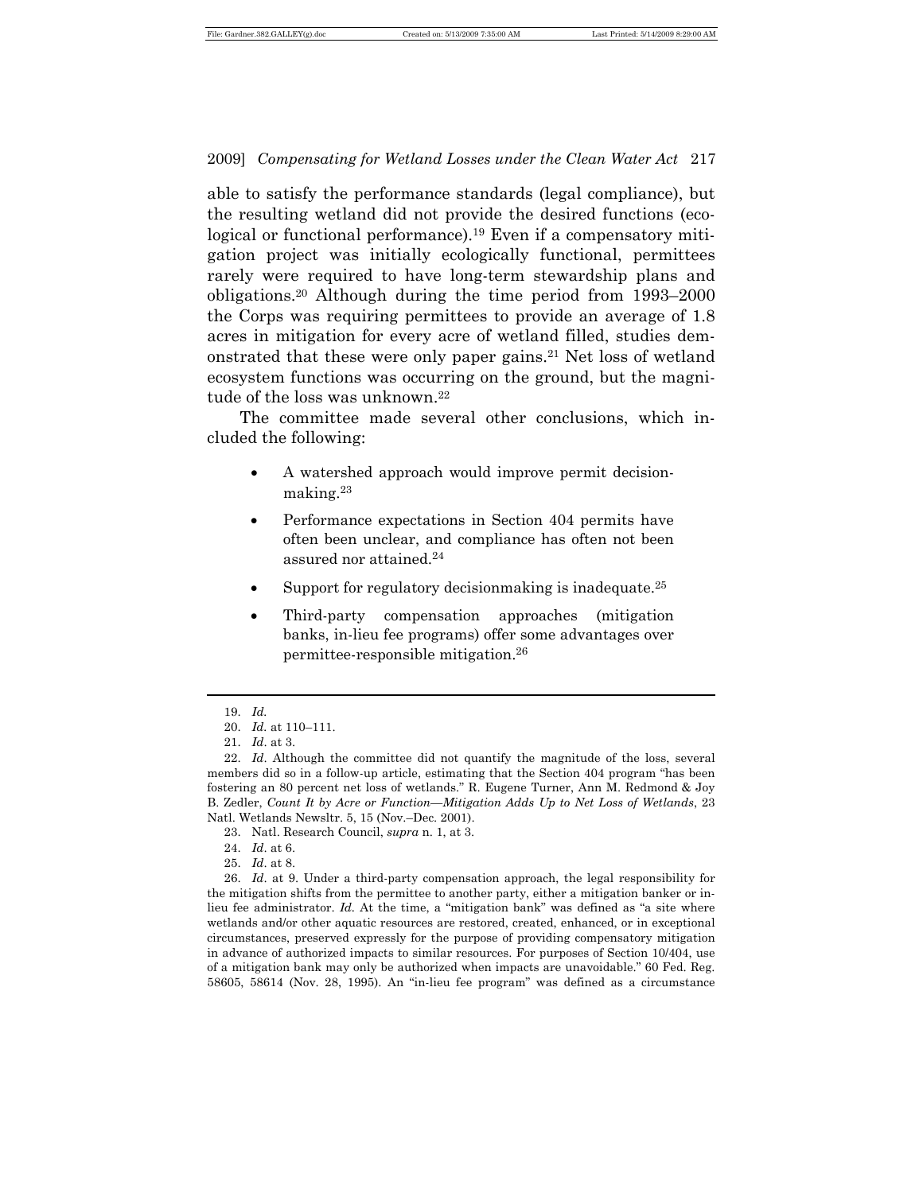able to satisfy the performance standards (legal compliance), but the resulting wetland did not provide the desired functions (ecological or functional performance).[19] Even if a compensatory mitigation project was initially ecologically functional, permittees rarely were required to have long-term stewardship plans and obligations.[20] Although during the time period from 1993–2000 the Corps was requiring permittees to provide an average of 1.8 acres in mitigation for every acre of wetland filled, studies demonstrated that these were only paper gains.[21] Net loss of wetland ecosystem functions was occurring on the ground, but the magnitude of the loss was unknown.[22]

The committee made several other conclusions, which included the following:

- A watershed approach would improve permit decisionmaking.[23]
- Performance expectations in Section 404 permits have often been unclear, and compliance has often not been assured nor attained.[24]
- Support for regulatory decisionmaking is inadequate.[25]
- Third-party compensation approaches (mitigation banks, in-lieu fee programs) offer some advantages over permittee-responsible mitigation.[26]

---

19. *Id.*

20. *Id*. at 110–111.

21. *Id*. at 3.

22. *Id*. Although the committee did not quantify the magnitude of the loss, several members did so in a follow-up article, estimating that the Section 404 program "has been fostering an 80 percent net loss of wetlands." R. Eugene Turner, Ann M. Redmond & Joy B. Zedler, *Count It by Acre or Function—Mitigation Adds Up to Net Loss of Wetlands*, 23 Natl. Wetlands Newsltr. 5, 15 (Nov.–Dec. 2001).

23. Natl. Research Council, *supra* n. 1, at 3.

24. *Id*. at 6.

25. *Id*. at 8.

26. *Id*. at 9. Under a third-party compensation approach, the legal responsibility for the mitigation shifts from the permittee to another party, either a mitigation banker or in-lieu fee administrator. *Id*. At the time, a "mitigation bank" was defined as "a site where wetlands and/or other aquatic resources are restored, created, enhanced, or in exceptional circumstances, preserved expressly for the purpose of providing compensatory mitigation in advance of authorized impacts to similar resources. For purposes of Section 10/404, use of a mitigation bank may only be authorized when impacts are unavoidable." 60 Fed. Reg. 58605, 58614 (Nov. 28, 1995). An "in-lieu fee program" was defined as a circumstance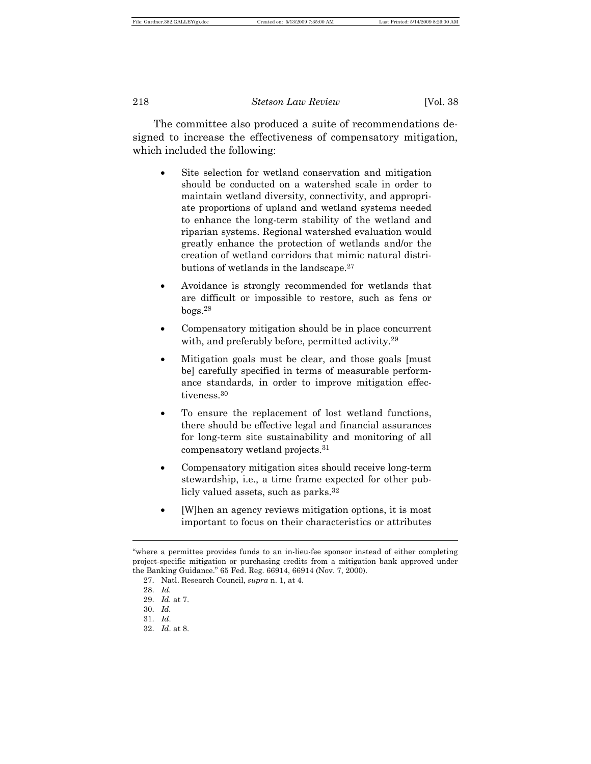The committee also produced a suite of recommendations designed to increase the effectiveness of compensatory mitigation, which included the following:

- Site selection for wetland conservation and mitigation should be conducted on a watershed scale in order to maintain wetland diversity, connectivity, and appropriate proportions of upland and wetland systems needed to enhance the long-term stability of the wetland and riparian systems. Regional watershed evaluation would greatly enhance the protection of wetlands and/or the creation of wetland corridors that mimic natural distributions of wetlands in the landscape.[27]

- Avoidance is strongly recommended for wetlands that are difficult or impossible to restore, such as fens or bogs.[28]

- Compensatory mitigation should be in place concurrent with, and preferably before, permitted activity.[29]

- Mitigation goals must be clear, and those goals [must be] carefully specified in terms of measurable performance standards, in order to improve mitigation effectiveness.[30]

- To ensure the replacement of lost wetland functions, there should be effective legal and financial assurances for long-term site sustainability and monitoring of all compensatory wetland projects.[31]

- Compensatory mitigation sites should receive long-term stewardship, i.e., a time frame expected for other publicly valued assets, such as parks.[32]

- [W]hen an agency reviews mitigation options, it is most important to focus on their characteristics or attributes

---

"where a permittee provides funds to an in-lieu-fee sponsor instead of either completing project-specific mitigation or purchasing credits from a mitigation bank approved under the Banking Guidance." 65 Fed. Reg. 66914, 66914 (Nov. 7, 2000).

27. Natl. Research Council, *supra* n. 1, at 4.

28. *Id.*

29. *Id.* at 7.

30. *Id.*

31. *Id*.

32. *Id*. at 8.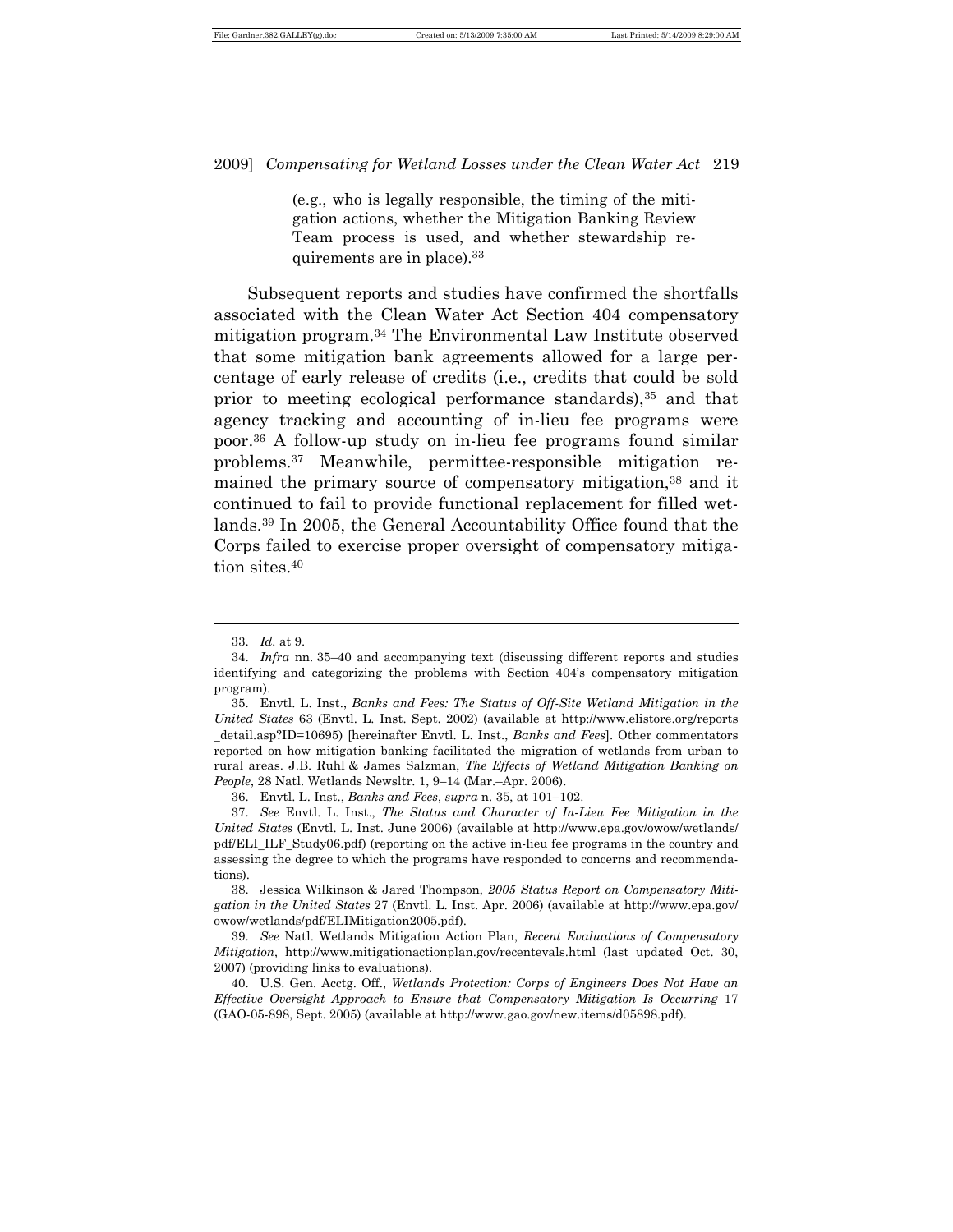> (e.g., who is legally responsible, the timing of the mitigation actions, whether the Mitigation Banking Review Team process is used, and whether stewardship requirements are in place).[33]

Subsequent reports and studies have confirmed the shortfalls associated with the Clean Water Act Section 404 compensatory mitigation program.[34] The Environmental Law Institute observed that some mitigation bank agreements allowed for a large percentage of early release of credits (i.e., credits that could be sold prior to meeting ecological performance standards),[35] and that agency tracking and accounting of in-lieu fee programs were poor.[36] A follow-up study on in-lieu fee programs found similar problems.[37] Meanwhile, permittee-responsible mitigation remained the primary source of compensatory mitigation,[38] and it continued to fail to provide functional replacement for filled wetlands.[39] In 2005, the General Accountability Office found that the Corps failed to exercise proper oversight of compensatory mitigation sites.[40]

---

33. *Id.* at 9.

34. *Infra* nn. 35–40 and accompanying text (discussing different reports and studies identifying and categorizing the problems with Section 404's compensatory mitigation program).

35. Envtl. L. Inst., *Banks and Fees: The Status of Off-Site Wetland Mitigation in the United States* 63 (Envtl. L. Inst. Sept. 2002) (available at http://www.elistore.org/reports_detail.asp?ID=10695) [hereinafter Envtl. L. Inst., *Banks and Fees*]. Other commentators reported on how mitigation banking facilitated the migration of wetlands from urban to rural areas. J.B. Ruhl & James Salzman, *The Effects of Wetland Mitigation Banking on People*, 28 Natl. Wetlands Newsltr. 1, 9–14 (Mar.–Apr. 2006).

36. Envtl. L. Inst., *Banks and Fees*, *supra* n. 35, at 101–102.

37. *See* Envtl. L. Inst., *The Status and Character of In-Lieu Fee Mitigation in the United States* (Envtl. L. Inst. June 2006) (available at http://www.epa.gov/owow/wetlands/pdf/ELI_ILF_Study06.pdf) (reporting on the active in-lieu fee programs in the country and assessing the degree to which the programs have responded to concerns and recommendations).

38. Jessica Wilkinson & Jared Thompson, *2005 Status Report on Compensatory Mitigation in the United States* 27 (Envtl. L. Inst. Apr. 2006) (available at http://www.epa.gov/owow/wetlands/pdf/ELIMitigation2005.pdf).

39. *See* Natl. Wetlands Mitigation Action Plan, *Recent Evaluations of Compensatory Mitigation*, http://www.mitigationactionplan.gov/recentevals.html (last updated Oct. 30, 2007) (providing links to evaluations).

40. U.S. Gen. Acctg. Off., *Wetlands Protection: Corps of Engineers Does Not Have an Effective Oversight Approach to Ensure that Compensatory Mitigation Is Occurring* 17 (GAO-05-898, Sept. 2005) (available at http://www.gao.gov/new.items/d05898.pdf).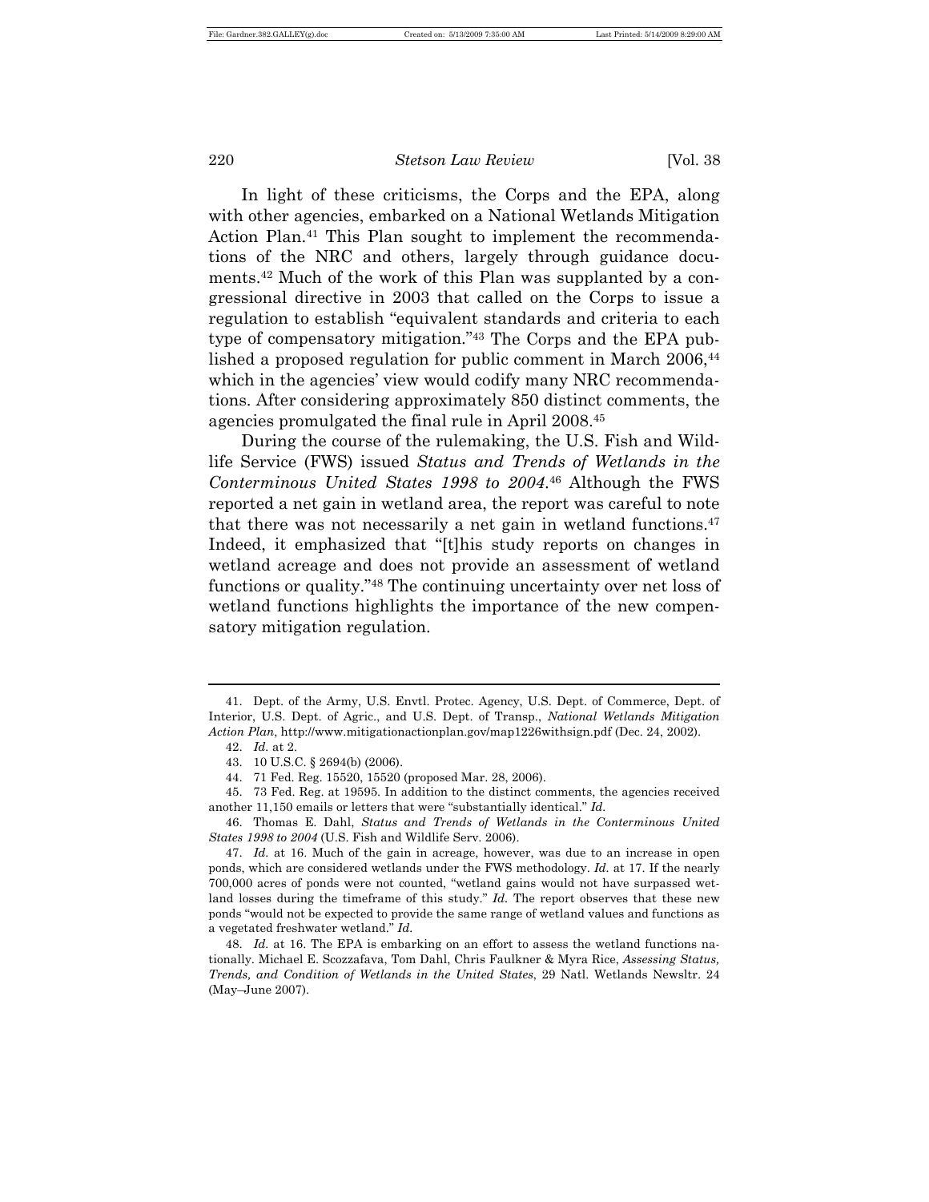In light of these criticisms, the Corps and the EPA, along with other agencies, embarked on a National Wetlands Mitigation Action Plan.[41] This Plan sought to implement the recommendations of the NRC and others, largely through guidance documents.[42] Much of the work of this Plan was supplanted by a congressional directive in 2003 that called on the Corps to issue a regulation to establish "equivalent standards and criteria to each type of compensatory mitigation."[43] The Corps and the EPA published a proposed regulation for public comment in March 2006,[44] which in the agencies' view would codify many NRC recommendations. After considering approximately 850 distinct comments, the agencies promulgated the final rule in April 2008.[45]

During the course of the rulemaking, the U.S. Fish and Wildlife Service (FWS) issued *Status and Trends of Wetlands in the Conterminous United States 1998 to 2004*.[46] Although the FWS reported a net gain in wetland area, the report was careful to note that there was not necessarily a net gain in wetland functions.[47] Indeed, it emphasized that "[t]his study reports on changes in wetland acreage and does not provide an assessment of wetland functions or quality."[48] The continuing uncertainty over net loss of wetland functions highlights the importance of the new compensatory mitigation regulation.

---

41. Dept. of the Army, U.S. Envtl. Protec. Agency, U.S. Dept. of Commerce, Dept. of Interior, U.S. Dept. of Agric., and U.S. Dept. of Transp., *National Wetlands Mitigation Action Plan*, http://www.mitigationactionplan.gov/map1226withsign.pdf (Dec. 24, 2002).

42. *Id.* at 2.

43. 10 U.S.C. § 2694(b) (2006).

44. 71 Fed. Reg. 15520, 15520 (proposed Mar. 28, 2006).

45. 73 Fed. Reg. at 19595. In addition to the distinct comments, the agencies received another 11,150 emails or letters that were "substantially identical." *Id.*

46. Thomas E. Dahl, *Status and Trends of Wetlands in the Conterminous United States 1998 to 2004* (U.S. Fish and Wildlife Serv. 2006).

47. *Id.* at 16. Much of the gain in acreage, however, was due to an increase in open ponds, which are considered wetlands under the FWS methodology. *Id.* at 17. If the nearly 700,000 acres of ponds were not counted, "wetland gains would not have surpassed wetland losses during the timeframe of this study." *Id.* The report observes that these new ponds "would not be expected to provide the same range of wetland values and functions as a vegetated freshwater wetland." *Id.*

48. *Id.* at 16. The EPA is embarking on an effort to assess the wetland functions nationally. Michael E. Scozzafava, Tom Dahl, Chris Faulkner & Myra Rice, *Assessing Status, Trends, and Condition of Wetlands in the United States*, 29 Natl. Wetlands Newsltr. 24 (May–June 2007).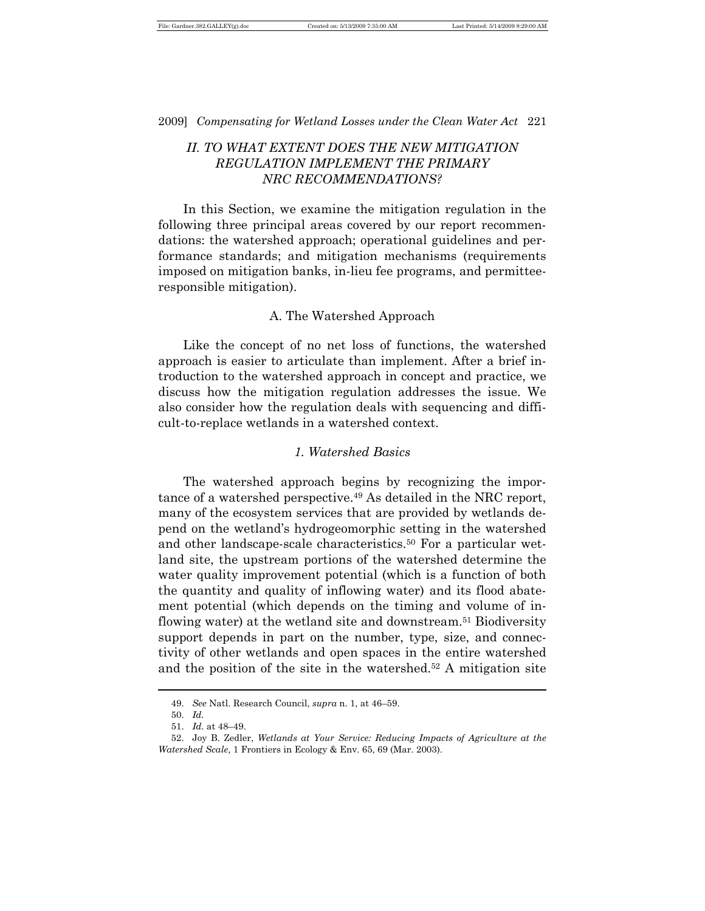## *II. TO WHAT EXTENT DOES THE NEW MITIGATION REGULATION IMPLEMENT THE PRIMARY NRC RECOMMENDATIONS?*

In this Section, we examine the mitigation regulation in the following three principal areas covered by our report recommendations: the watershed approach; operational guidelines and performance standards; and mitigation mechanisms (requirements imposed on mitigation banks, in-lieu fee programs, and permittee-responsible mitigation).

### A. The Watershed Approach

Like the concept of no net loss of functions, the watershed approach is easier to articulate than implement. After a brief introduction to the watershed approach in concept and practice, we discuss how the mitigation regulation addresses the issue. We also consider how the regulation deals with sequencing and difficult-to-replace wetlands in a watershed context.

#### *1. Watershed Basics*

The watershed approach begins by recognizing the importance of a watershed perspective.[49] As detailed in the NRC report, many of the ecosystem services that are provided by wetlands depend on the wetland's hydrogeomorphic setting in the watershed and other landscape-scale characteristics.[50] For a particular wetland site, the upstream portions of the watershed determine the water quality improvement potential (which is a function of both the quantity and quality of inflowing water) and its flood abatement potential (which depends on the timing and volume of inflowing water) at the wetland site and downstream.[51] Biodiversity support depends in part on the number, type, size, and connectivity of other wetlands and open spaces in the entire watershed and the position of the site in the watershed.[52] A mitigation site

---

49. *See* Natl. Research Council, *supra* n. 1, at 46–59.

50. *Id.*

51. *Id.* at 48–49.

52. Joy B. Zedler, *Wetlands at Your Service: Reducing Impacts of Agriculture at the Watershed Scale*, 1 Frontiers in Ecology & Env. 65, 69 (Mar. 2003).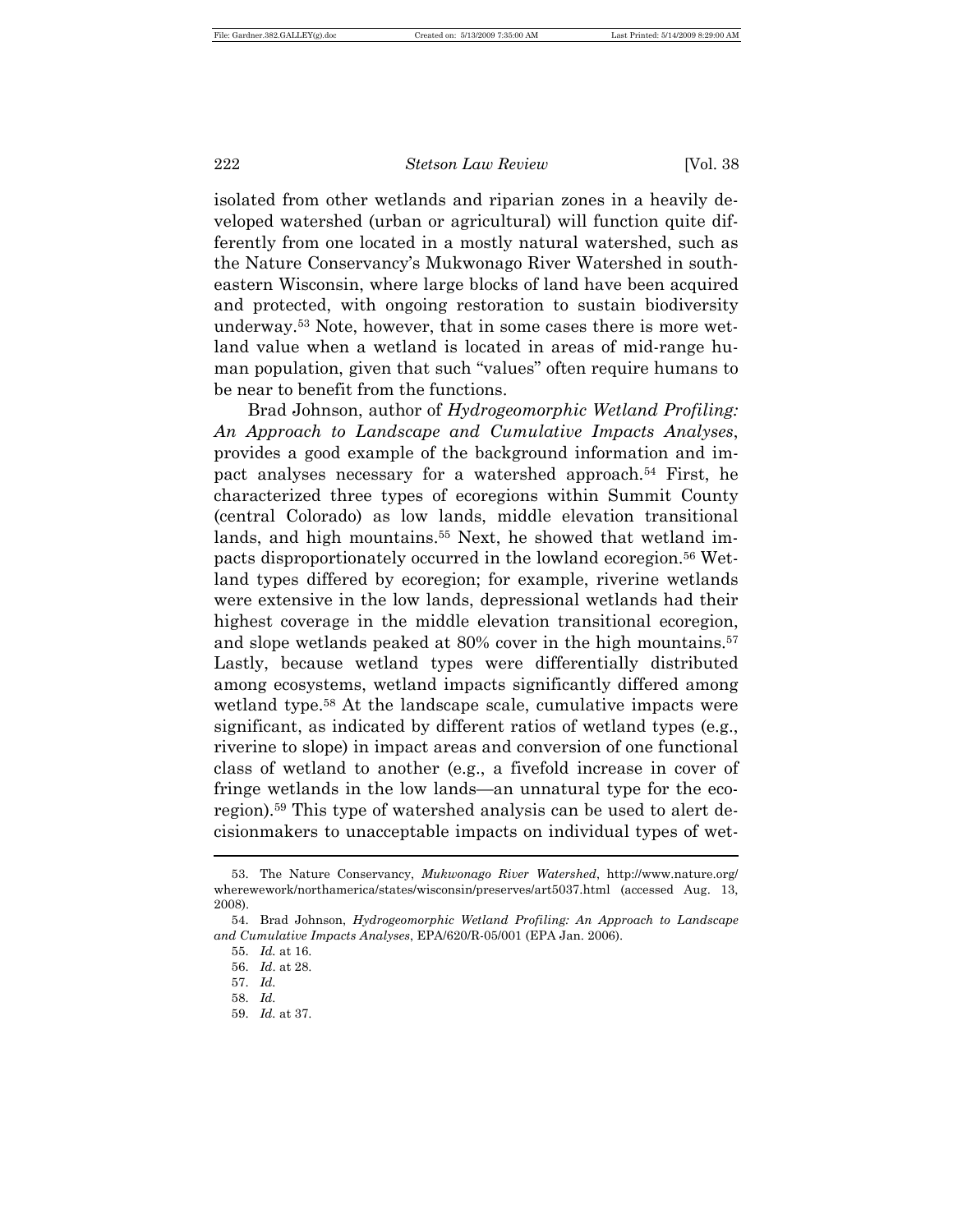isolated from other wetlands and riparian zones in a heavily developed watershed (urban or agricultural) will function quite differently from one located in a mostly natural watershed, such as the Nature Conservancy's Mukwonago River Watershed in southeastern Wisconsin, where large blocks of land have been acquired and protected, with ongoing restoration to sustain biodiversity underway.[53] Note, however, that in some cases there is more wetland value when a wetland is located in areas of mid-range human population, given that such "values" often require humans to be near to benefit from the functions.

Brad Johnson, author of *Hydrogeomorphic Wetland Profiling: An Approach to Landscape and Cumulative Impacts Analyses*, provides a good example of the background information and impact analyses necessary for a watershed approach.[54] First, he characterized three types of ecoregions within Summit County (central Colorado) as low lands, middle elevation transitional lands, and high mountains.[55] Next, he showed that wetland impacts disproportionately occurred in the lowland ecoregion.[56] Wetland types differed by ecoregion; for example, riverine wetlands were extensive in the low lands, depressional wetlands had their highest coverage in the middle elevation transitional ecoregion, and slope wetlands peaked at 80% cover in the high mountains.[57] Lastly, because wetland types were differentially distributed among ecosystems, wetland impacts significantly differed among wetland type.[58] At the landscape scale, cumulative impacts were significant, as indicated by different ratios of wetland types (e.g., riverine to slope) in impact areas and conversion of one functional class of wetland to another (e.g., a fivefold increase in cover of fringe wetlands in the low lands—an unnatural type for the ecoregion).[59] This type of watershed analysis can be used to alert decisionmakers to unacceptable impacts on individual types of wet-

---

53. The Nature Conservancy, *Mukwonago River Watershed*, http://www.nature.org/wherewework/northamerica/states/wisconsin/preserves/art5037.html (accessed Aug. 13, 2008).

54. Brad Johnson, *Hydrogeomorphic Wetland Profiling: An Approach to Landscape and Cumulative Impacts Analyses*, EPA/620/R-05/001 (EPA Jan. 2006).

55. *Id.* at 16.

56. *Id*. at 28.

57. *Id.*

58. *Id.*

59. *Id.* at 37.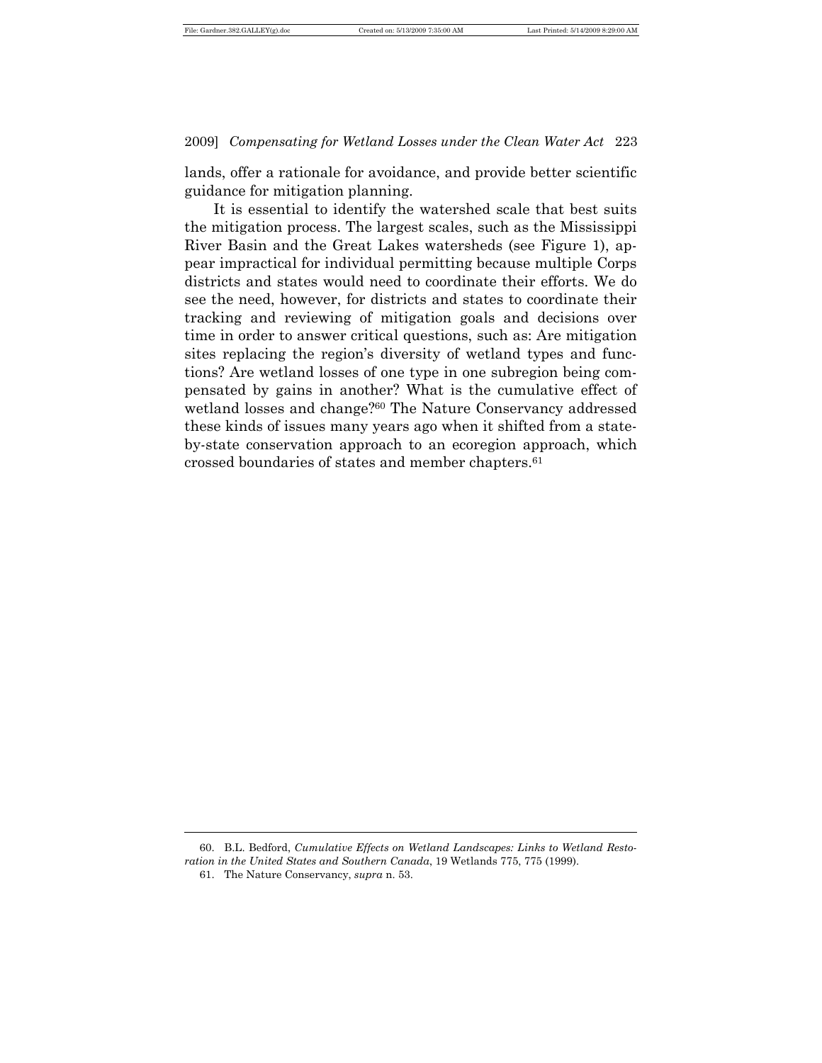lands, offer a rationale for avoidance, and provide better scientific guidance for mitigation planning.

It is essential to identify the watershed scale that best suits the mitigation process. The largest scales, such as the Mississippi River Basin and the Great Lakes watersheds (see Figure 1), appear impractical for individual permitting because multiple Corps districts and states would need to coordinate their efforts. We do see the need, however, for districts and states to coordinate their tracking and reviewing of mitigation goals and decisions over time in order to answer critical questions, such as: Are mitigation sites replacing the region's diversity of wetland types and functions? Are wetland losses of one type in one subregion being compensated by gains in another? What is the cumulative effect of wetland losses and change?[60] The Nature Conservancy addressed these kinds of issues many years ago when it shifted from a state-by-state conservation approach to an ecoregion approach, which crossed boundaries of states and member chapters.[61]

---

60. B.L. Bedford, *Cumulative Effects on Wetland Landscapes: Links to Wetland Restoration in the United States and Southern Canada*, 19 Wetlands 775, 775 (1999).

61. The Nature Conservancy, *supra* n. 53.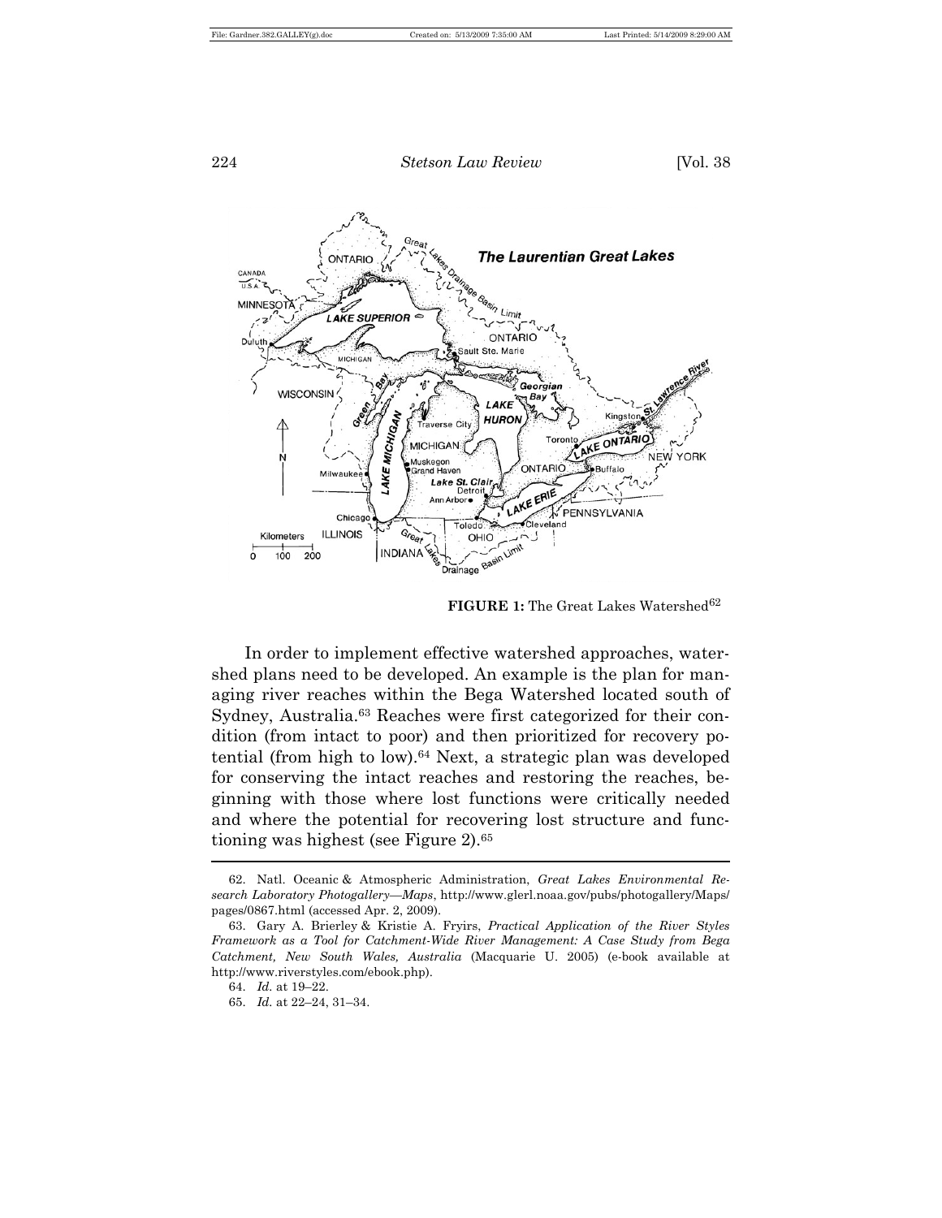**FIGURE 1:** The Great Lakes Watershed[62]

In order to implement effective watershed approaches, watershed plans need to be developed. An example is the plan for managing river reaches within the Bega Watershed located south of Sydney, Australia.[63] Reaches were first categorized for their condition (from intact to poor) and then prioritized for recovery potential (from high to low).[64] Next, a strategic plan was developed for conserving the intact reaches and restoring the reaches, beginning with those where lost functions were critically needed and where the potential for recovering lost structure and functioning was highest (see Figure 2).[65]

---

62. Natl. Oceanic & Atmospheric Administration, *Great Lakes Environmental Research Laboratory Photogallery—Maps*, http://www.glerl.noaa.gov/pubs/photogallery/Maps/pages/0867.html (accessed Apr. 2, 2009).

63. Gary A. Brierley & Kristie A. Fryirs, *Practical Application of the River Styles Framework as a Tool for Catchment-Wide River Management: A Case Study from Bega Catchment, New South Wales, Australia* (Macquarie U. 2005) (e-book available at http://www.riverstyles.com/ebook.php).

64. *Id.* at 19–22.

65. *Id.* at 22–24, 31–34.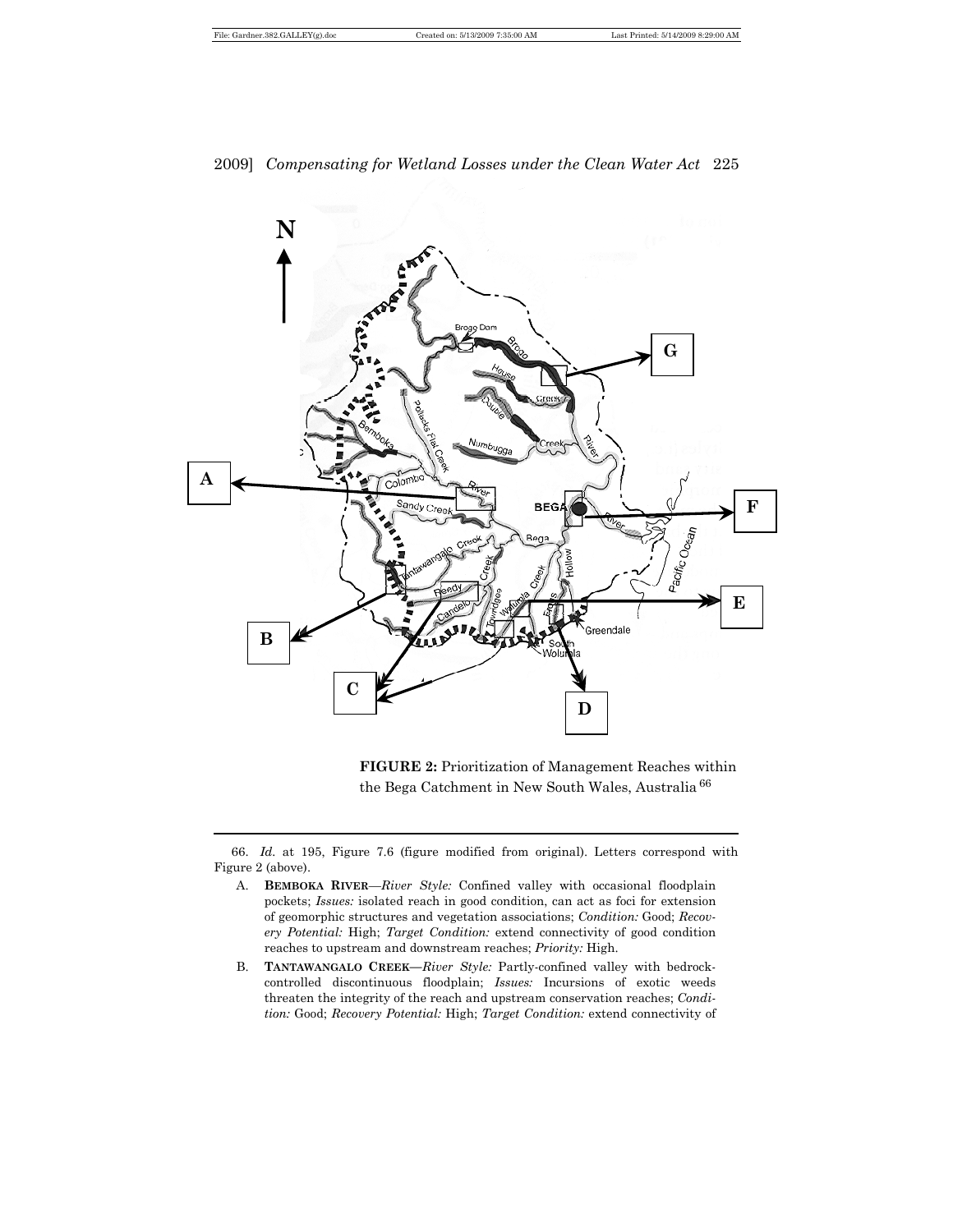**FIGURE 2:** Prioritization of Management Reaches within the Bega Catchment in New South Wales, Australia [66]

---

66. *Id.* at 195, Figure 7.6 (figure modified from original). Letters correspond with Figure 2 (above).

A. **BEMBOKA RIVER**—*River Style:* Confined valley with occasional floodplain pockets; *Issues:* isolated reach in good condition, can act as foci for extension of geomorphic structures and vegetation associations; *Condition:* Good; *Recovery Potential:* High; *Target Condition:* extend connectivity of good condition reaches to upstream and downstream reaches; *Priority:* High.

B. **TANTAWANGALO CREEK**—*River Style:* Partly-confined valley with bedrock-controlled discontinuous floodplain; *Issues:* Incursions of exotic weeds threaten the integrity of the reach and upstream conservation reaches; *Condition:* Good; *Recovery Potential:* High; *Target Condition:* extend connectivity of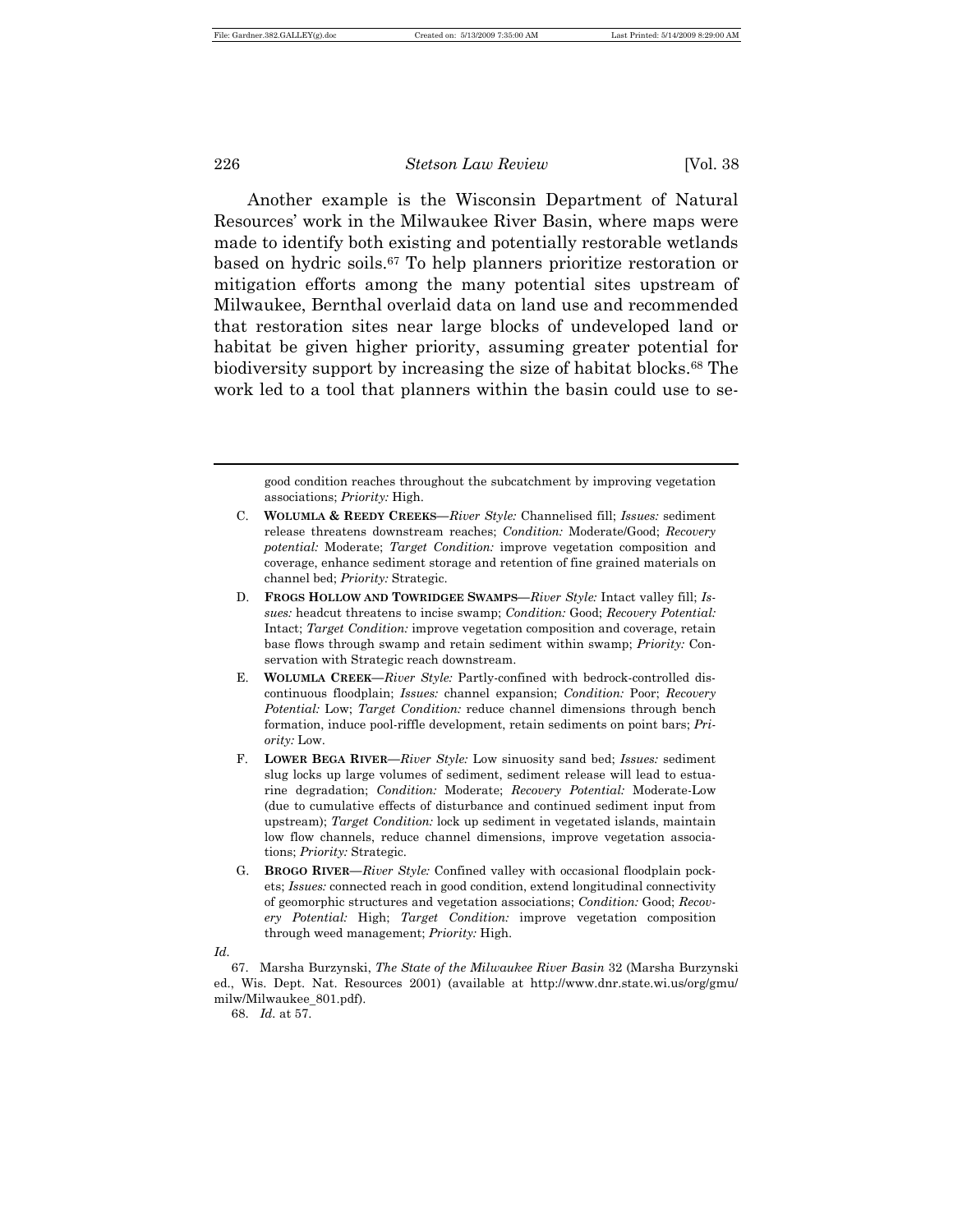Another example is the Wisconsin Department of Natural Resources' work in the Milwaukee River Basin, where maps were made to identify both existing and potentially restorable wetlands based on hydric soils.[67] To help planners prioritize restoration or mitigation efforts among the many potential sites upstream of Milwaukee, Bernthal overlaid data on land use and recommended that restoration sites near large blocks of undeveloped land or habitat be given higher priority, assuming greater potential for biodiversity support by increasing the size of habitat blocks.[68] The work led to a tool that planners within the basin could use to se-

---

good condition reaches throughout the subcatchment by improving vegetation associations; *Priority:* High.

C. **WOLUMLA & REEDY CREEKS**—*River Style:* Channelised fill; *Issues:* sediment release threatens downstream reaches; *Condition:* Moderate/Good; *Recovery potential:* Moderate; *Target Condition:* improve vegetation composition and coverage, enhance sediment storage and retention of fine grained materials on channel bed; *Priority:* Strategic.

D. **FROGS HOLLOW AND TOWRIDGEE SWAMPS**—*River Style:* Intact valley fill; *Issues:* headcut threatens to incise swamp; *Condition:* Good; *Recovery Potential:* Intact; *Target Condition:* improve vegetation composition and coverage, retain base flows through swamp and retain sediment within swamp; *Priority:* Conservation with Strategic reach downstream.

E. **WOLUMLA CREEK**—*River Style:* Partly-confined with bedrock-controlled discontinuous floodplain; *Issues:* channel expansion; *Condition:* Poor; *Recovery Potential:* Low; *Target Condition:* reduce channel dimensions through bench formation, induce pool-riffle development, retain sediments on point bars; *Priority:* Low.

F. **LOWER BEGA RIVER**—*River Style:* Low sinuosity sand bed; *Issues:* sediment slug locks up large volumes of sediment, sediment release will lead to estuarine degradation; *Condition:* Moderate; *Recovery Potential:* Moderate-Low (due to cumulative effects of disturbance and continued sediment input from upstream); *Target Condition:* lock up sediment in vegetated islands, maintain low flow channels, reduce channel dimensions, improve vegetation associations; *Priority:* Strategic.

G. **BROGO RIVER**—*River Style:* Confined valley with occasional floodplain pockets; *Issues:* connected reach in good condition, extend longitudinal connectivity of geomorphic structures and vegetation associations; *Condition:* Good; *Recovery Potential:* High; *Target Condition:* improve vegetation composition through weed management; *Priority:* High.

*Id.*

67. Marsha Burzynski, *The State of the Milwaukee River Basin* 32 (Marsha Burzynski ed., Wis. Dept. Nat. Resources 2001) (available at http://www.dnr.state.wi.us/org/gmu/milw/Milwaukee_801.pdf).

68. *Id.* at 57.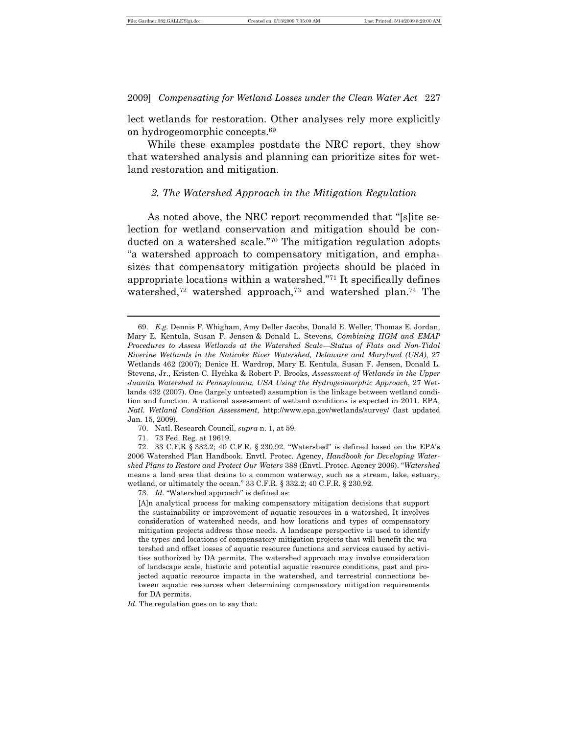lect wetlands for restoration. Other analyses rely more explicitly on hydrogeomorphic concepts.[69]

While these examples postdate the NRC report, they show that watershed analysis and planning can prioritize sites for wetland restoration and mitigation.

### *2. The Watershed Approach in the Mitigation Regulation*

As noted above, the NRC report recommended that "[s]ite selection for wetland conservation and mitigation should be conducted on a watershed scale."[70] The mitigation regulation adopts "a watershed approach to compensatory mitigation, and emphasizes that compensatory mitigation projects should be placed in appropriate locations within a watershed."[71] It specifically defines watershed,[72] watershed approach,[73] and watershed plan.[74] The

---

69. *E.g.* Dennis F. Whigham, Amy Deller Jacobs, Donald E. Weller, Thomas E. Jordan, Mary E. Kentula, Susan F. Jensen & Donald L. Stevens, *Combining HGM and EMAP Procedures to Assess Wetlands at the Watershed Scale—Status of Flats and Non-Tidal Riverine Wetlands in the Naticoke River Watershed, Delaware and Maryland (USA)*, 27 Wetlands 462 (2007); Denice H. Wardrop, Mary E. Kentula, Susan F. Jensen, Donald L. Stevens, Jr., Kristen C. Hychka & Robert P. Brooks, *Assessment of Wetlands in the Upper Juanita Watershed in Pennsylvania, USA Using the Hydrogeomorphic Approach*, 27 Wetlands 432 (2007). One (largely untested) assumption is the linkage between wetland condition and function. A national assessment of wetland conditions is expected in 2011. EPA, *Natl. Wetland Condition Assessment*, http://www.epa.gov/wetlands/survey/ (last updated Jan. 15, 2009).

70. Natl. Research Council, *supra* n. 1, at 59.

71. 73 Fed. Reg. at 19619.

72. 33 C.F.R § 332.2; 40 C.F.R. § 230.92. "Watershed" is defined based on the EPA's 2006 Watershed Plan Handbook. Envtl. Protec. Agency, *Handbook for Developing Watershed Plans to Restore and Protect Our Waters* 388 (Envtl. Protec. Agency 2006). "*Watershed* means a land area that drains to a common waterway, such as a stream, lake, estuary, wetland, or ultimately the ocean." 33 C.F.R. § 332.2; 40 C.F.R. § 230.92.

73. *Id.* "Watershed approach" is defined as:

> [A]n analytical process for making compensatory mitigation decisions that support the sustainability or improvement of aquatic resources in a watershed. It involves consideration of watershed needs, and how locations and types of compensatory mitigation projects address those needs. A landscape perspective is used to identify the types and locations of compensatory mitigation projects that will benefit the watershed and offset losses of aquatic resource functions and services caused by activities authorized by DA permits. The watershed approach may involve consideration of landscape scale, historic and potential aquatic resource conditions, past and projected aquatic resource impacts in the watershed, and terrestrial connections between aquatic resources when determining compensatory mitigation requirements for DA permits.

*Id*. The regulation goes on to say that: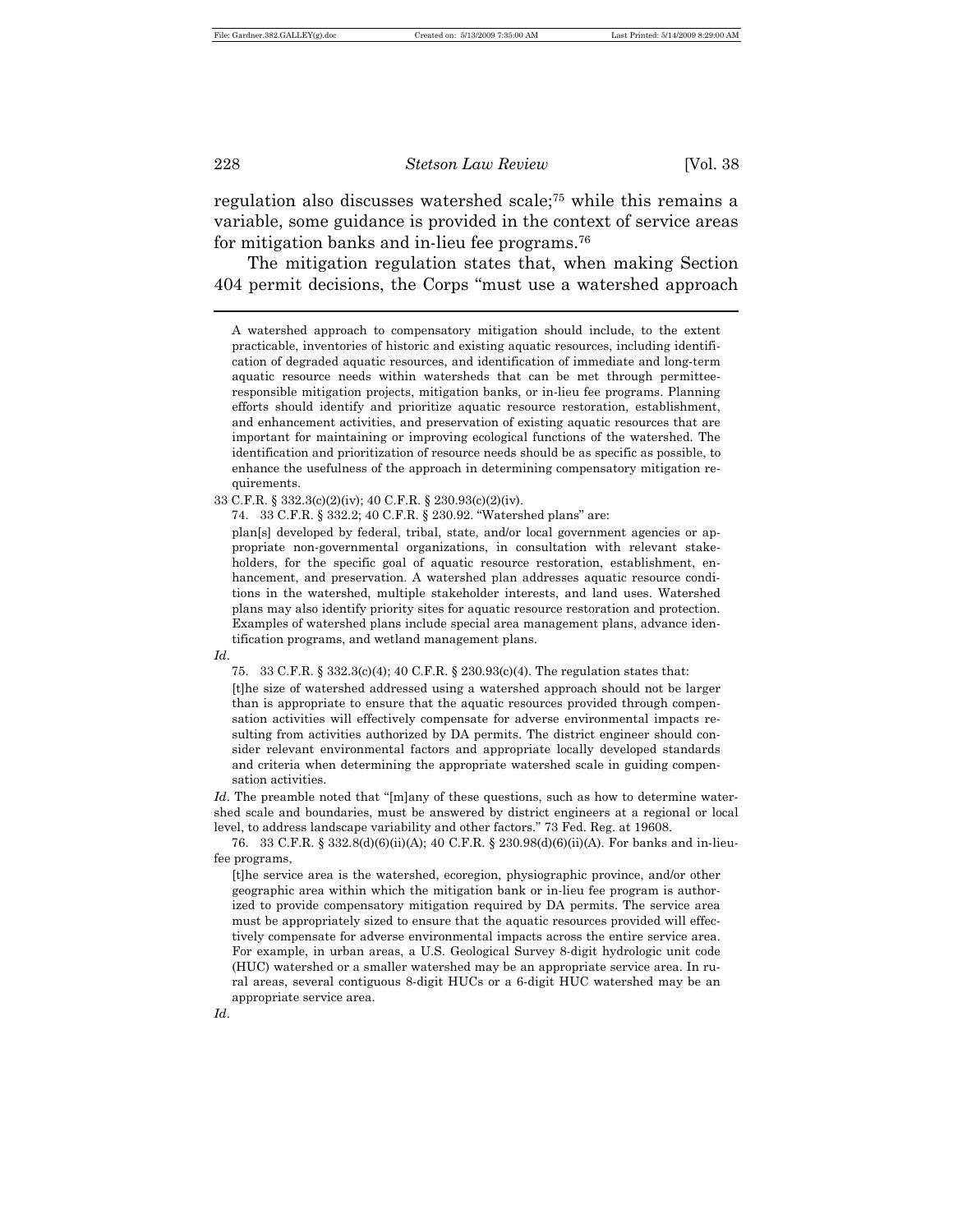regulation also discusses watershed scale;[75] while this remains a variable, some guidance is provided in the context of service areas for mitigation banks and in-lieu fee programs.[76]

The mitigation regulation states that, when making Section 404 permit decisions, the Corps "must use a watershed approach

---

> A watershed approach to compensatory mitigation should include, to the extent practicable, inventories of historic and existing aquatic resources, including identification of degraded aquatic resources, and identification of immediate and long-term aquatic resource needs within watersheds that can be met through permittee-responsible mitigation projects, mitigation banks, or in-lieu fee programs. Planning efforts should identify and prioritize aquatic resource restoration, establishment, and enhancement activities, and preservation of existing aquatic resources that are important for maintaining or improving ecological functions of the watershed. The identification and prioritization of resource needs should be as specific as possible, to enhance the usefulness of the approach in determining compensatory mitigation requirements.

33 C.F.R. § 332.3(c)(2)(iv); 40 C.F.R. § 230.93(c)(2)(iv).

74. 33 C.F.R. § 332.2; 40 C.F.R. § 230.92. "Watershed plans" are:

> plan[s] developed by federal, tribal, state, and/or local government agencies or appropriate non-governmental organizations, in consultation with relevant stakeholders, for the specific goal of aquatic resource restoration, establishment, enhancement, and preservation. A watershed plan addresses aquatic resource conditions in the watershed, multiple stakeholder interests, and land uses. Watershed plans may also identify priority sites for aquatic resource restoration and protection. Examples of watershed plans include special area management plans, advance identification programs, and wetland management plans.

*Id*.

75. 33 C.F.R. § 332.3(c)(4); 40 C.F.R. § 230.93(c)(4). The regulation states that:

> [t]he size of watershed addressed using a watershed approach should not be larger than is appropriate to ensure that the aquatic resources provided through compensation activities will effectively compensate for adverse environmental impacts resulting from activities authorized by DA permits. The district engineer should consider relevant environmental factors and appropriate locally developed standards and criteria when determining the appropriate watershed scale in guiding compensation activities.

*Id*. The preamble noted that "[m]any of these questions, such as how to determine watershed scale and boundaries, must be answered by district engineers at a regional or local level, to address landscape variability and other factors." 73 Fed. Reg. at 19608.

76. 33 C.F.R. § 332.8(d)(6)(ii)(A); 40 C.F.R. § 230.98(d)(6)(ii)(A). For banks and in-lieu-fee programs,

> [t]he service area is the watershed, ecoregion, physiographic province, and/or other geographic area within which the mitigation bank or in-lieu fee program is authorized to provide compensatory mitigation required by DA permits. The service area must be appropriately sized to ensure that the aquatic resources provided will effectively compensate for adverse environmental impacts across the entire service area. For example, in urban areas, a U.S. Geological Survey 8-digit hydrologic unit code (HUC) watershed or a smaller watershed may be an appropriate service area. In rural areas, several contiguous 8-digit HUCs or a 6-digit HUC watershed may be an appropriate service area.

*Id*.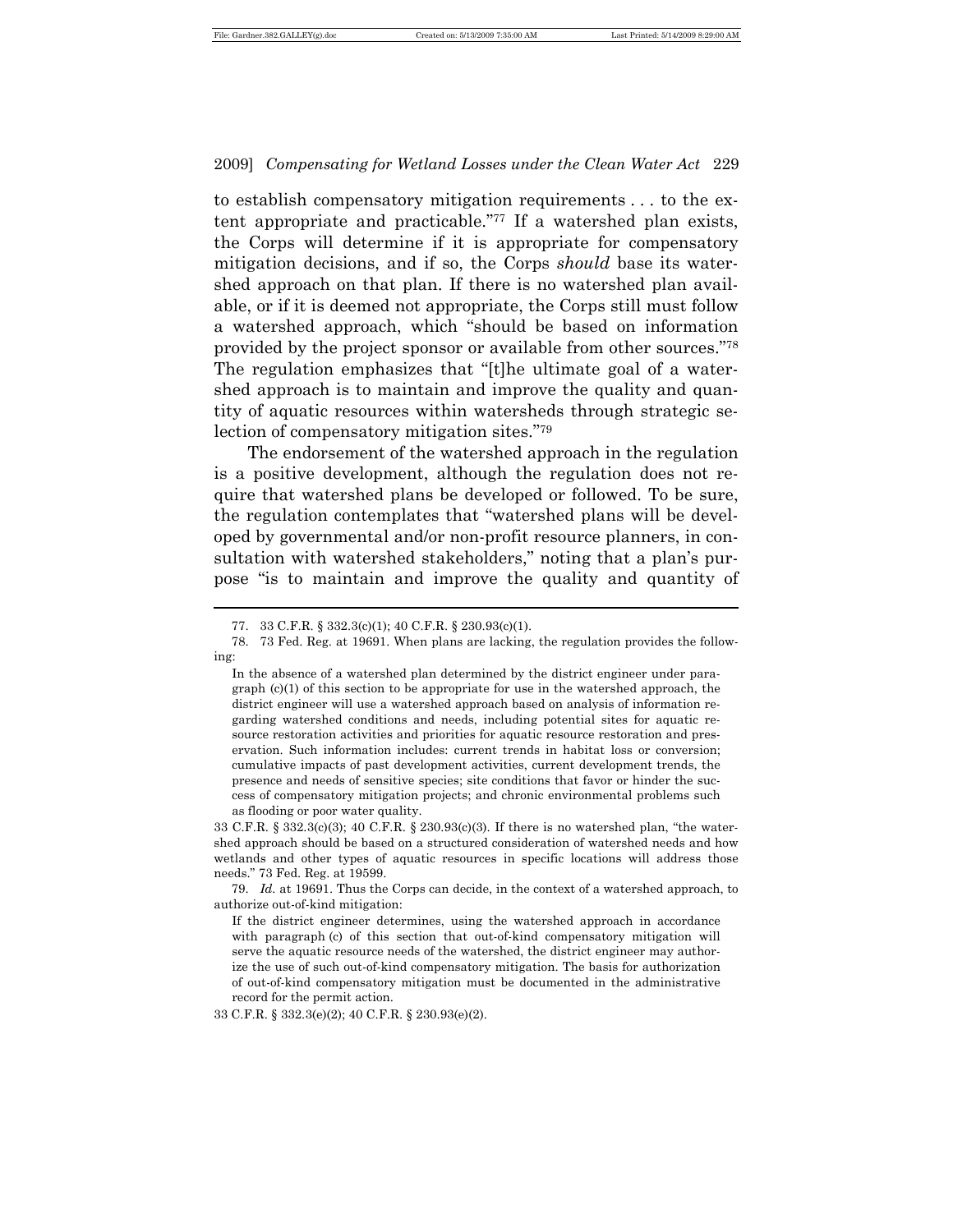to establish compensatory mitigation requirements . . . to the extent appropriate and practicable."[77] If a watershed plan exists, the Corps will determine if it is appropriate for compensatory mitigation decisions, and if so, the Corps *should* base its watershed approach on that plan. If there is no watershed plan available, or if it is deemed not appropriate, the Corps still must follow a watershed approach, which "should be based on information provided by the project sponsor or available from other sources."[78] The regulation emphasizes that "[t]he ultimate goal of a watershed approach is to maintain and improve the quality and quantity of aquatic resources within watersheds through strategic selection of compensatory mitigation sites."[79]

The endorsement of the watershed approach in the regulation is a positive development, although the regulation does not require that watershed plans be developed or followed. To be sure, the regulation contemplates that "watershed plans will be developed by governmental and/or non-profit resource planners, in consultation with watershed stakeholders," noting that a plan's purpose "is to maintain and improve the quality and quantity of

---

77. 33 C.F.R. § 332.3(c)(1); 40 C.F.R. § 230.93(c)(1).

78. 73 Fed. Reg. at 19691. When plans are lacking, the regulation provides the following:

> In the absence of a watershed plan determined by the district engineer under paragraph (c)(1) of this section to be appropriate for use in the watershed approach, the district engineer will use a watershed approach based on analysis of information regarding watershed conditions and needs, including potential sites for aquatic resource restoration activities and priorities for aquatic resource restoration and preservation. Such information includes: current trends in habitat loss or conversion; cumulative impacts of past development activities, current development trends, the presence and needs of sensitive species; site conditions that favor or hinder the success of compensatory mitigation projects; and chronic environmental problems such as flooding or poor water quality.

33 C.F.R. § 332.3(c)(3); 40 C.F.R. § 230.93(c)(3). If there is no watershed plan, "the watershed approach should be based on a structured consideration of watershed needs and how wetlands and other types of aquatic resources in specific locations will address those needs." 73 Fed. Reg. at 19599.

79. *Id.* at 19691. Thus the Corps can decide, in the context of a watershed approach, to authorize out-of-kind mitigation:

> If the district engineer determines, using the watershed approach in accordance with paragraph (c) of this section that out-of-kind compensatory mitigation will serve the aquatic resource needs of the watershed, the district engineer may authorize the use of such out-of-kind compensatory mitigation. The basis for authorization of out-of-kind compensatory mitigation must be documented in the administrative record for the permit action.

33 C.F.R. § 332.3(e)(2); 40 C.F.R. § 230.93(e)(2).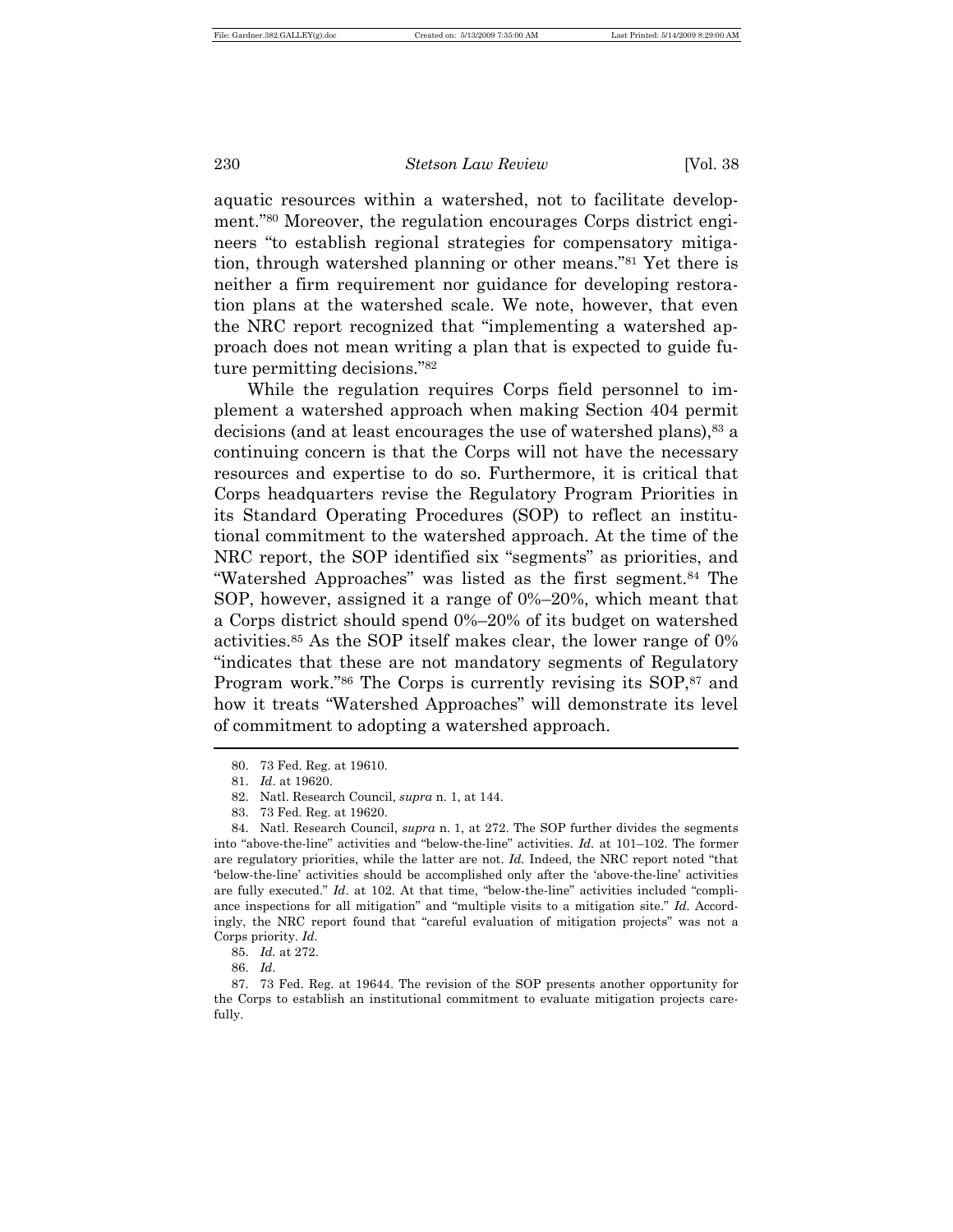aquatic resources within a watershed, not to facilitate development."[80] Moreover, the regulation encourages Corps district engineers "to establish regional strategies for compensatory mitigation, through watershed planning or other means."[81] Yet there is neither a firm requirement nor guidance for developing restoration plans at the watershed scale. We note, however, that even the NRC report recognized that "implementing a watershed approach does not mean writing a plan that is expected to guide future permitting decisions."[82]

While the regulation requires Corps field personnel to implement a watershed approach when making Section 404 permit decisions (and at least encourages the use of watershed plans),[83] a continuing concern is that the Corps will not have the necessary resources and expertise to do so. Furthermore, it is critical that Corps headquarters revise the Regulatory Program Priorities in its Standard Operating Procedures (SOP) to reflect an institutional commitment to the watershed approach. At the time of the NRC report, the SOP identified six "segments" as priorities, and "Watershed Approaches" was listed as the first segment.[84] The SOP, however, assigned it a range of 0%–20%, which meant that a Corps district should spend 0%–20% of its budget on watershed activities.[85] As the SOP itself makes clear, the lower range of 0% "indicates that these are not mandatory segments of Regulatory Program work."[86] The Corps is currently revising its SOP,[87] and how it treats "Watershed Approaches" will demonstrate its level of commitment to adopting a watershed approach.

---

80. 73 Fed. Reg. at 19610.

81. *Id*. at 19620.

82. Natl. Research Council, *supra* n. 1, at 144.

83. 73 Fed. Reg. at 19620.

84. Natl. Research Council, *supra* n. 1, at 272. The SOP further divides the segments into "above-the-line" activities and "below-the-line" activities. *Id.* at 101–102. The former are regulatory priorities, while the latter are not. *Id.* Indeed, the NRC report noted "that 'below-the-line' activities should be accomplished only after the 'above-the-line' activities are fully executed." *Id*. at 102. At that time, "below-the-line" activities included "compliance inspections for all mitigation" and "multiple visits to a mitigation site." *Id.* Accordingly, the NRC report found that "careful evaluation of mitigation projects" was not a Corps priority. *Id*.

85. *Id.* at 272.

86. *Id*.

87. 73 Fed. Reg. at 19644. The revision of the SOP presents another opportunity for the Corps to establish an institutional commitment to evaluate mitigation projects carefully.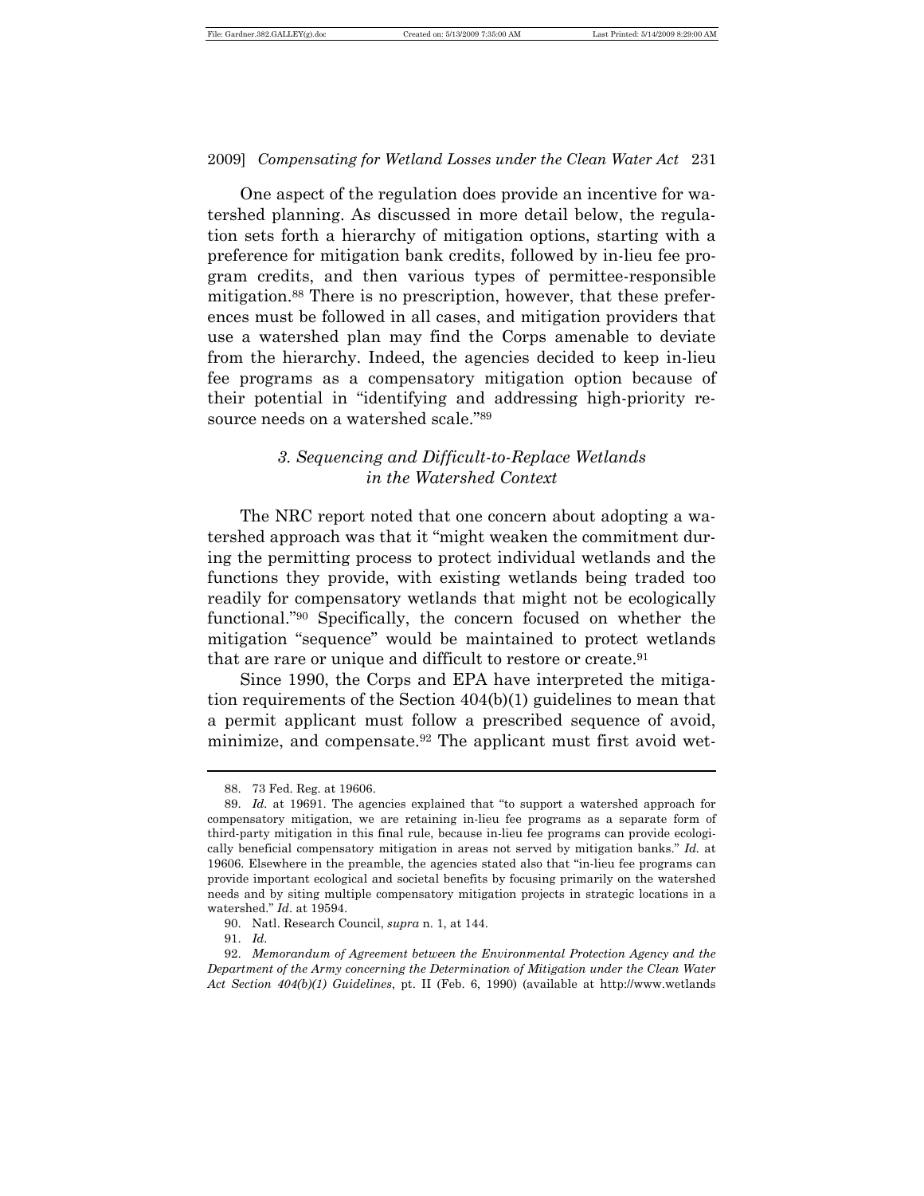One aspect of the regulation does provide an incentive for watershed planning. As discussed in more detail below, the regulation sets forth a hierarchy of mitigation options, starting with a preference for mitigation bank credits, followed by in-lieu fee program credits, and then various types of permittee-responsible mitigation.[88] There is no prescription, however, that these preferences must be followed in all cases, and mitigation providers that use a watershed plan may find the Corps amenable to deviate from the hierarchy. Indeed, the agencies decided to keep in-lieu fee programs as a compensatory mitigation option because of their potential in "identifying and addressing high-priority resource needs on a watershed scale."[89]

### *3. Sequencing and Difficult-to-Replace Wetlands in the Watershed Context*

The NRC report noted that one concern about adopting a watershed approach was that it "might weaken the commitment during the permitting process to protect individual wetlands and the functions they provide, with existing wetlands being traded too readily for compensatory wetlands that might not be ecologically functional."[90] Specifically, the concern focused on whether the mitigation "sequence" would be maintained to protect wetlands that are rare or unique and difficult to restore or create.[91]

Since 1990, the Corps and EPA have interpreted the mitigation requirements of the Section 404(b)(1) guidelines to mean that a permit applicant must follow a prescribed sequence of avoid, minimize, and compensate.[92] The applicant must first avoid wet-

---

88. 73 Fed. Reg. at 19606.

89. *Id.* at 19691. The agencies explained that "to support a watershed approach for compensatory mitigation, we are retaining in-lieu fee programs as a separate form of third-party mitigation in this final rule, because in-lieu fee programs can provide ecologically beneficial compensatory mitigation in areas not served by mitigation banks." *Id.* at 19606. Elsewhere in the preamble, the agencies stated also that "in-lieu fee programs can provide important ecological and societal benefits by focusing primarily on the watershed needs and by siting multiple compensatory mitigation projects in strategic locations in a watershed." *Id.* at 19594.

90. Natl. Research Council, *supra* n. 1, at 144.

91. *Id.*

92. *Memorandum of Agreement between the Environmental Protection Agency and the Department of the Army concerning the Determination of Mitigation under the Clean Water Act Section 404(b)(1) Guidelines*, pt. II (Feb. 6, 1990) (available at http://www.wetlands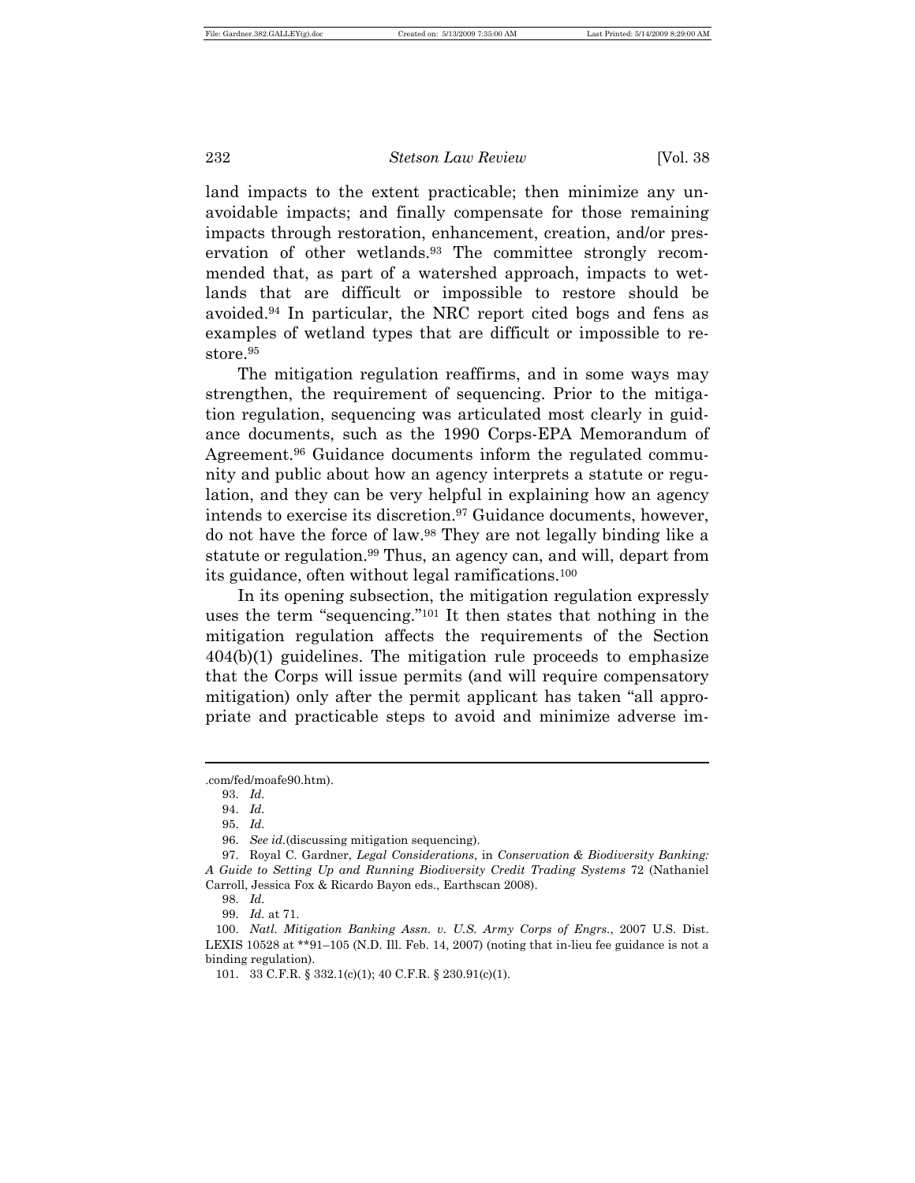land impacts to the extent practicable; then minimize any unavoidable impacts; and finally compensate for those remaining impacts through restoration, enhancement, creation, and/or preservation of other wetlands.[93] The committee strongly recommended that, as part of a watershed approach, impacts to wetlands that are difficult or impossible to restore should be avoided.[94] In particular, the NRC report cited bogs and fens as examples of wetland types that are difficult or impossible to restore.[95]

The mitigation regulation reaffirms, and in some ways may strengthen, the requirement of sequencing. Prior to the mitigation regulation, sequencing was articulated most clearly in guidance documents, such as the 1990 Corps-EPA Memorandum of Agreement.[96] Guidance documents inform the regulated community and public about how an agency interprets a statute or regulation, and they can be very helpful in explaining how an agency intends to exercise its discretion.[97] Guidance documents, however, do not have the force of law.[98] They are not legally binding like a statute or regulation.[99] Thus, an agency can, and will, depart from its guidance, often without legal ramifications.[100]

In its opening subsection, the mitigation regulation expressly uses the term "sequencing."[101] It then states that nothing in the mitigation regulation affects the requirements of the Section 404(b)(1) guidelines. The mitigation rule proceeds to emphasize that the Corps will issue permits (and will require compensatory mitigation) only after the permit applicant has taken "all appropriate and practicable steps to avoid and minimize adverse im-

---

.com/fed/moafe90.htm).

93. *Id.*

94. *Id.*

95. *Id.*

96. *See id.*(discussing mitigation sequencing).

97. Royal C. Gardner, *Legal Considerations*, in *Conservation & Biodiversity Banking: A Guide to Setting Up and Running Biodiversity Credit Trading Systems* 72 (Nathaniel Carroll, Jessica Fox & Ricardo Bayon eds., Earthscan 2008).

98. *Id.*

99. *Id.* at 71.

100. *Natl. Mitigation Banking Assn. v. U.S. Army Corps of Engrs.*, 2007 U.S. Dist. LEXIS 10528 at **91–105 (N.D. Ill. Feb. 14, 2007) (noting that in-lieu fee guidance is not a binding regulation).

101. 33 C.F.R. § 332.1(c)(1); 40 C.F.R. § 230.91(c)(1).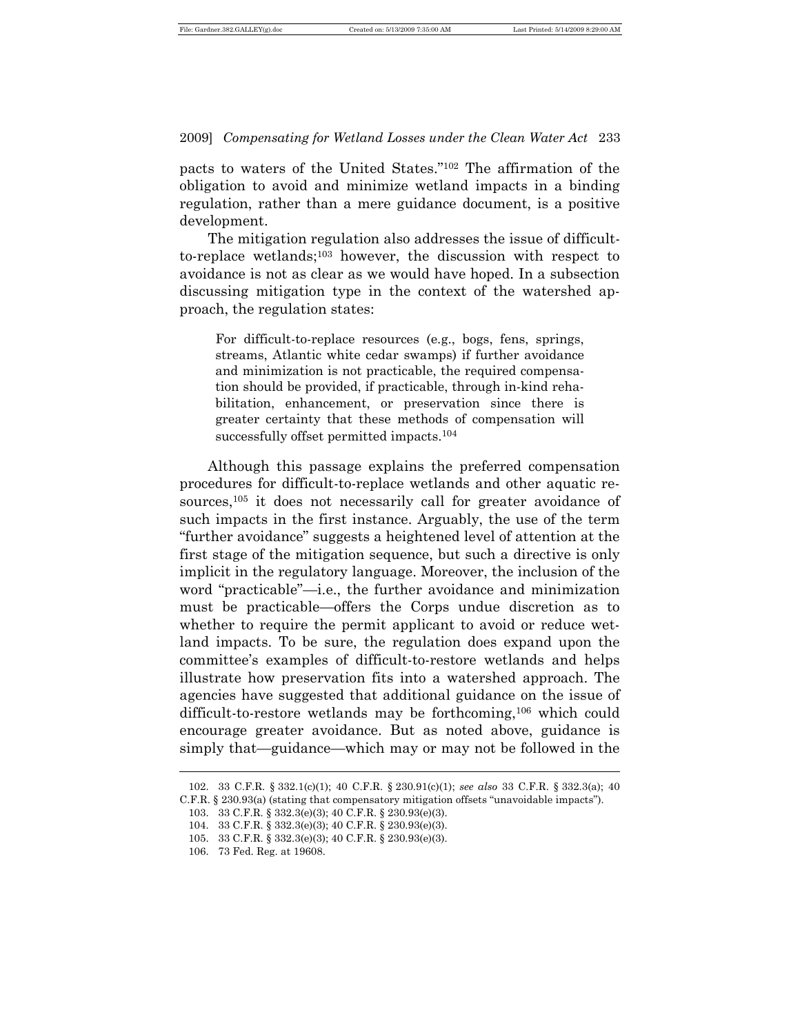pacts to waters of the United States."[102] The affirmation of the obligation to avoid and minimize wetland impacts in a binding regulation, rather than a mere guidance document, is a positive development.

The mitigation regulation also addresses the issue of difficult-to-replace wetlands;[103] however, the discussion with respect to avoidance is not as clear as we would have hoped. In a subsection discussing mitigation type in the context of the watershed approach, the regulation states:

> For difficult-to-replace resources (e.g., bogs, fens, springs, streams, Atlantic white cedar swamps) if further avoidance and minimization is not practicable, the required compensation should be provided, if practicable, through in-kind rehabilitation, enhancement, or preservation since there is greater certainty that these methods of compensation will successfully offset permitted impacts.[104]

Although this passage explains the preferred compensation procedures for difficult-to-replace wetlands and other aquatic resources,[105] it does not necessarily call for greater avoidance of such impacts in the first instance. Arguably, the use of the term "further avoidance" suggests a heightened level of attention at the first stage of the mitigation sequence, but such a directive is only implicit in the regulatory language. Moreover, the inclusion of the word "practicable"—i.e., the further avoidance and minimization must be practicable—offers the Corps undue discretion as to whether to require the permit applicant to avoid or reduce wetland impacts. To be sure, the regulation does expand upon the committee's examples of difficult-to-restore wetlands and helps illustrate how preservation fits into a watershed approach. The agencies have suggested that additional guidance on the issue of difficult-to-restore wetlands may be forthcoming,[106] which could encourage greater avoidance. But as noted above, guidance is simply that—guidance—which may or may not be followed in the

---

102. 33 C.F.R. § 332.1(c)(1); 40 C.F.R. § 230.91(c)(1); *see also* 33 C.F.R. § 332.3(a); 40 C.F.R. § 230.93(a) (stating that compensatory mitigation offsets "unavoidable impacts").

103. 33 C.F.R. § 332.3(e)(3); 40 C.F.R. § 230.93(e)(3).

104. 33 C.F.R. § 332.3(e)(3); 40 C.F.R. § 230.93(e)(3).

105. 33 C.F.R. § 332.3(e)(3); 40 C.F.R. § 230.93(e)(3).

106. 73 Fed. Reg. at 19608.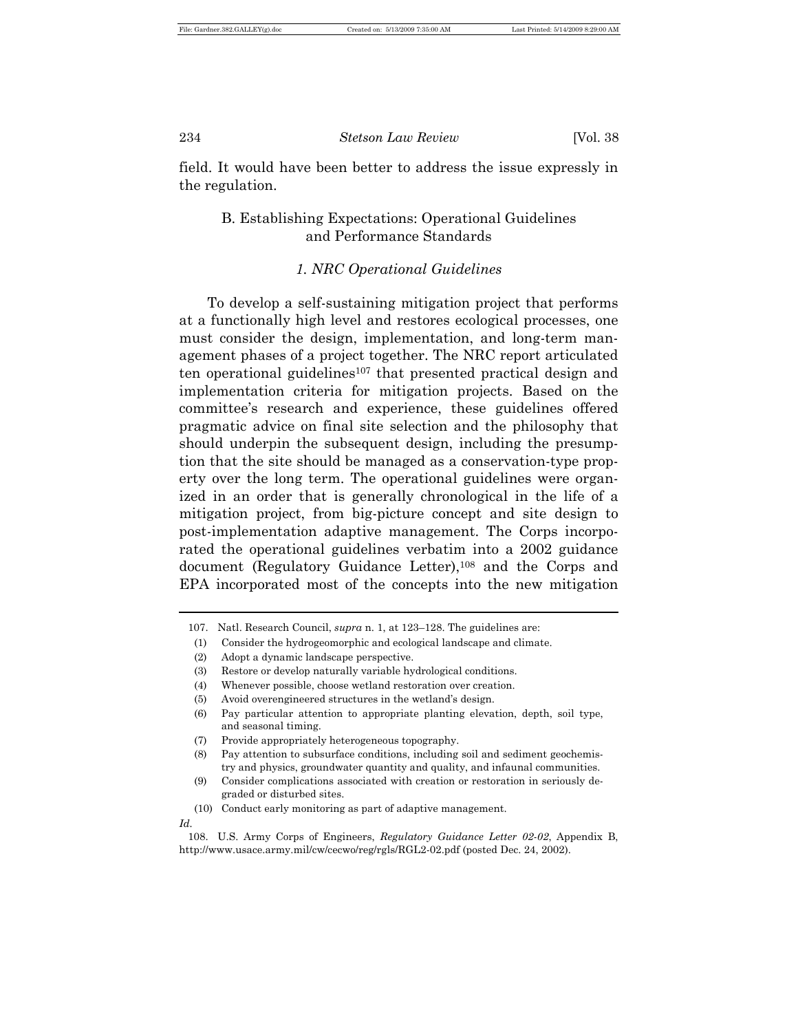field. It would have been better to address the issue expressly in the regulation.

### B. Establishing Expectations: Operational Guidelines and Performance Standards

#### *1. NRC Operational Guidelines*

To develop a self-sustaining mitigation project that performs at a functionally high level and restores ecological processes, one must consider the design, implementation, and long-term management phases of a project together. The NRC report articulated ten operational guidelines[107] that presented practical design and implementation criteria for mitigation projects. Based on the committee's research and experience, these guidelines offered pragmatic advice on final site selection and the philosophy that should underpin the subsequent design, including the presumption that the site should be managed as a conservation-type property over the long term. The operational guidelines were organized in an order that is generally chronological in the life of a mitigation project, from big-picture concept and site design to post-implementation adaptive management. The Corps incorporated the operational guidelines verbatim into a 2002 guidance document (Regulatory Guidance Letter),[108] and the Corps and EPA incorporated most of the concepts into the new mitigation

---

107. Natl. Research Council, *supra* n. 1, at 123–128. The guidelines are:

(1) Consider the hydrogeomorphic and ecological landscape and climate.
(2) Adopt a dynamic landscape perspective.
(3) Restore or develop naturally variable hydrological conditions.
(4) Whenever possible, choose wetland restoration over creation.
(5) Avoid overengineered structures in the wetland's design.
(6) Pay particular attention to appropriate planting elevation, depth, soil type, and seasonal timing.
(7) Provide appropriately heterogeneous topography.
(8) Pay attention to subsurface conditions, including soil and sediment geochemistry and physics, groundwater quantity and quality, and infaunal communities.
(9) Consider complications associated with creation or restoration in seriously degraded or disturbed sites.
(10) Conduct early monitoring as part of adaptive management.

*Id.*

108. U.S. Army Corps of Engineers, *Regulatory Guidance Letter 02-02*, Appendix B, http://www.usace.army.mil/cw/cecwo/reg/rgls/RGL2-02.pdf (posted Dec. 24, 2002).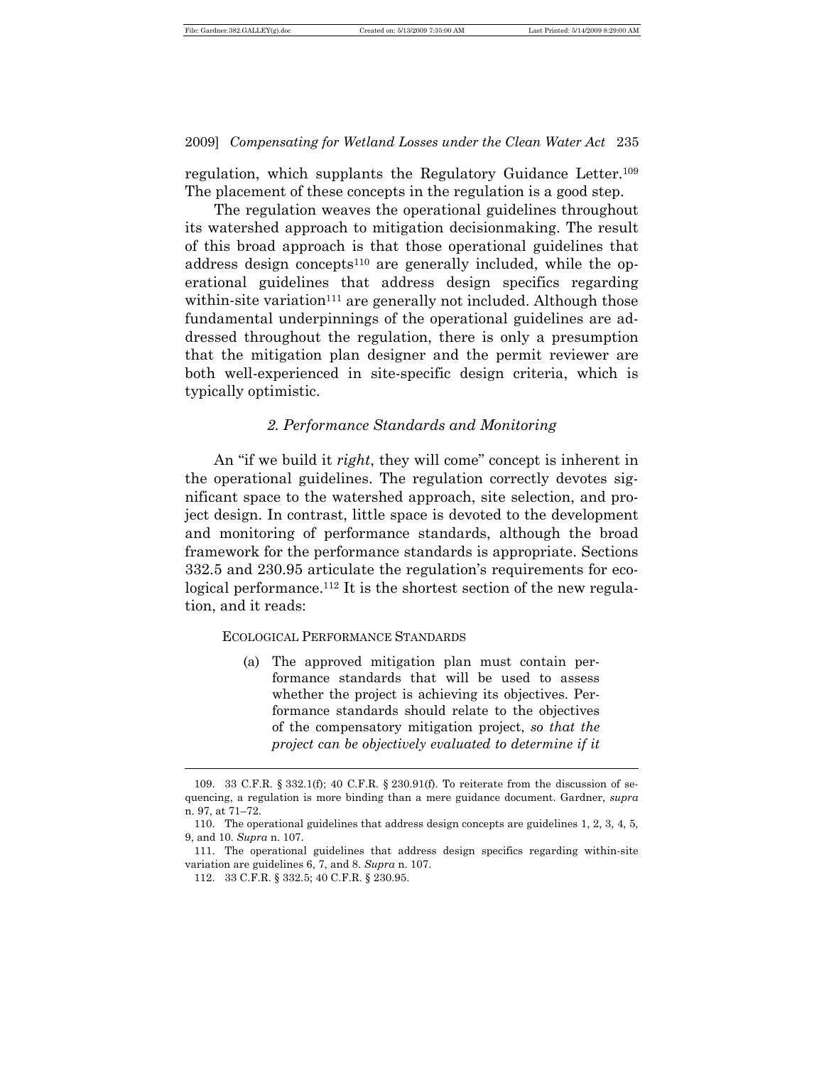regulation, which supplants the Regulatory Guidance Letter.[109] The placement of these concepts in the regulation is a good step.

The regulation weaves the operational guidelines throughout its watershed approach to mitigation decisionmaking. The result of this broad approach is that those operational guidelines that address design concepts[110] are generally included, while the operational guidelines that address design specifics regarding within-site variation[111] are generally not included. Although those fundamental underpinnings of the operational guidelines are addressed throughout the regulation, there is only a presumption that the mitigation plan designer and the permit reviewer are both well-experienced in site-specific design criteria, which is typically optimistic.

### *2. Performance Standards and Monitoring*

An "if we build it *right*, they will come" concept is inherent in the operational guidelines. The regulation correctly devotes significant space to the watershed approach, site selection, and project design. In contrast, little space is devoted to the development and monitoring of performance standards, although the broad framework for the performance standards is appropriate. Sections 332.5 and 230.95 articulate the regulation's requirements for ecological performance.[112] It is the shortest section of the new regulation, and it reads:

> ECOLOGICAL PERFORMANCE STANDARDS
>
> (a) The approved mitigation plan must contain performance standards that will be used to assess whether the project is achieving its objectives. Performance standards should relate to the objectives of the compensatory mitigation project, *so that the project can be objectively evaluated to determine if it*

---

109. 33 C.F.R. § 332.1(f); 40 C.F.R. § 230.91(f). To reiterate from the discussion of sequencing, a regulation is more binding than a mere guidance document. Gardner, *supra* n. 97, at 71–72.

110. The operational guidelines that address design concepts are guidelines 1, 2, 3, 4, 5, 9, and 10. *Supra* n. 107.

111. The operational guidelines that address design specifics regarding within-site variation are guidelines 6, 7, and 8. *Supra* n. 107.

112. 33 C.F.R. § 332.5; 40 C.F.R. § 230.95.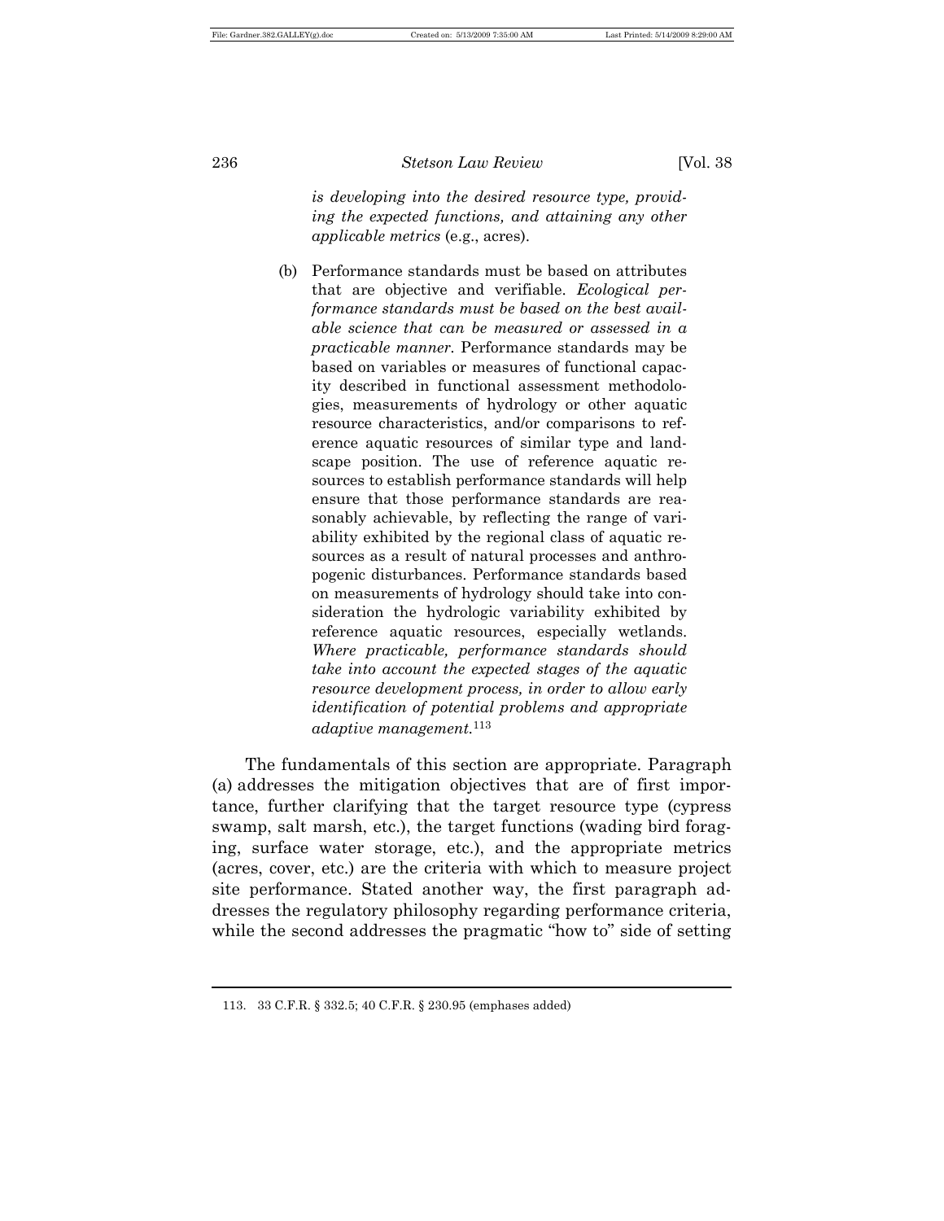*is developing into the desired resource type, providing the expected functions, and attaining any other applicable metrics* (e.g., acres).

> (b) Performance standards must be based on attributes that are objective and verifiable. *Ecological performance standards must be based on the best available science that can be measured or assessed in a practicable manner.* Performance standards may be based on variables or measures of functional capacity described in functional assessment methodologies, measurements of hydrology or other aquatic resource characteristics, and/or comparisons to reference aquatic resources of similar type and landscape position. The use of reference aquatic resources to establish performance standards will help ensure that those performance standards are reasonably achievable, by reflecting the range of variability exhibited by the regional class of aquatic resources as a result of natural processes and anthropogenic disturbances. Performance standards based on measurements of hydrology should take into consideration the hydrologic variability exhibited by reference aquatic resources, especially wetlands. *Where practicable, performance standards should take into account the expected stages of the aquatic resource development process, in order to allow early identification of potential problems and appropriate adaptive management.*[113]

The fundamentals of this section are appropriate. Paragraph (a) addresses the mitigation objectives that are of first importance, further clarifying that the target resource type (cypress swamp, salt marsh, etc.), the target functions (wading bird foraging, surface water storage, etc.), and the appropriate metrics (acres, cover, etc.) are the criteria with which to measure project site performance. Stated another way, the first paragraph addresses the regulatory philosophy regarding performance criteria, while the second addresses the pragmatic "how to" side of setting

---

113. 33 C.F.R. § 332.5; 40 C.F.R. § 230.95 (emphases added)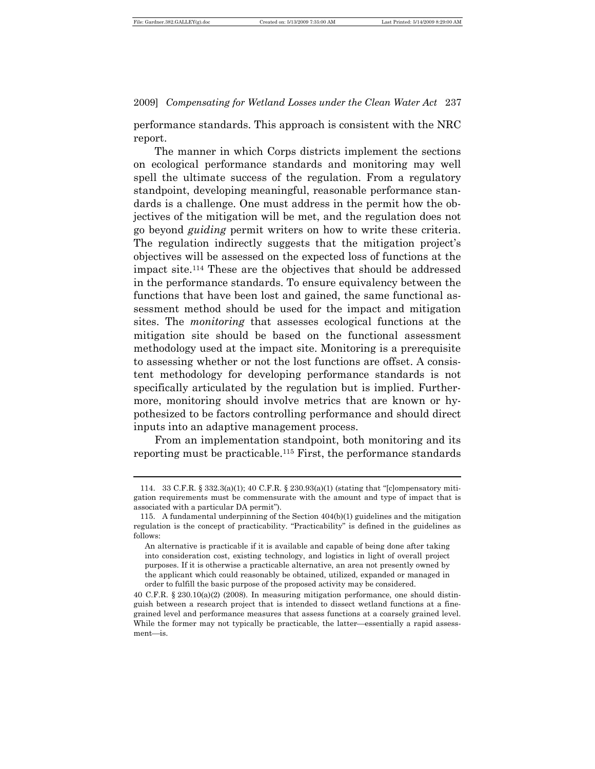performance standards. This approach is consistent with the NRC report.

The manner in which Corps districts implement the sections on ecological performance standards and monitoring may well spell the ultimate success of the regulation. From a regulatory standpoint, developing meaningful, reasonable performance standards is a challenge. One must address in the permit how the objectives of the mitigation will be met, and the regulation does not go beyond *guiding* permit writers on how to write these criteria. The regulation indirectly suggests that the mitigation project's objectives will be assessed on the expected loss of functions at the impact site.[114] These are the objectives that should be addressed in the performance standards. To ensure equivalency between the functions that have been lost and gained, the same functional assessment method should be used for the impact and mitigation sites. The *monitoring* that assesses ecological functions at the mitigation site should be based on the functional assessment methodology used at the impact site. Monitoring is a prerequisite to assessing whether or not the lost functions are offset. A consistent methodology for developing performance standards is not specifically articulated by the regulation but is implied. Furthermore, monitoring should involve metrics that are known or hypothesized to be factors controlling performance and should direct inputs into an adaptive management process.

From an implementation standpoint, both monitoring and its reporting must be practicable.[115] First, the performance standards

---

114. 33 C.F.R. § 332.3(a)(1); 40 C.F.R. § 230.93(a)(1) (stating that "[c]ompensatory mitigation requirements must be commensurate with the amount and type of impact that is associated with a particular DA permit").

115. A fundamental underpinning of the Section 404(b)(1) guidelines and the mitigation regulation is the concept of practicability. "Practicability" is defined in the guidelines as follows:

> An alternative is practicable if it is available and capable of being done after taking into consideration cost, existing technology, and logistics in light of overall project purposes. If it is otherwise a practicable alternative, an area not presently owned by the applicant which could reasonably be obtained, utilized, expanded or managed in order to fulfill the basic purpose of the proposed activity may be considered.

40 C.F.R. § 230.10(a)(2) (2008). In measuring mitigation performance, one should distinguish between a research project that is intended to dissect wetland functions at a fine-grained level and performance measures that assess functions at a coarsely grained level. While the former may not typically be practicable, the latter—essentially a rapid assessment—is.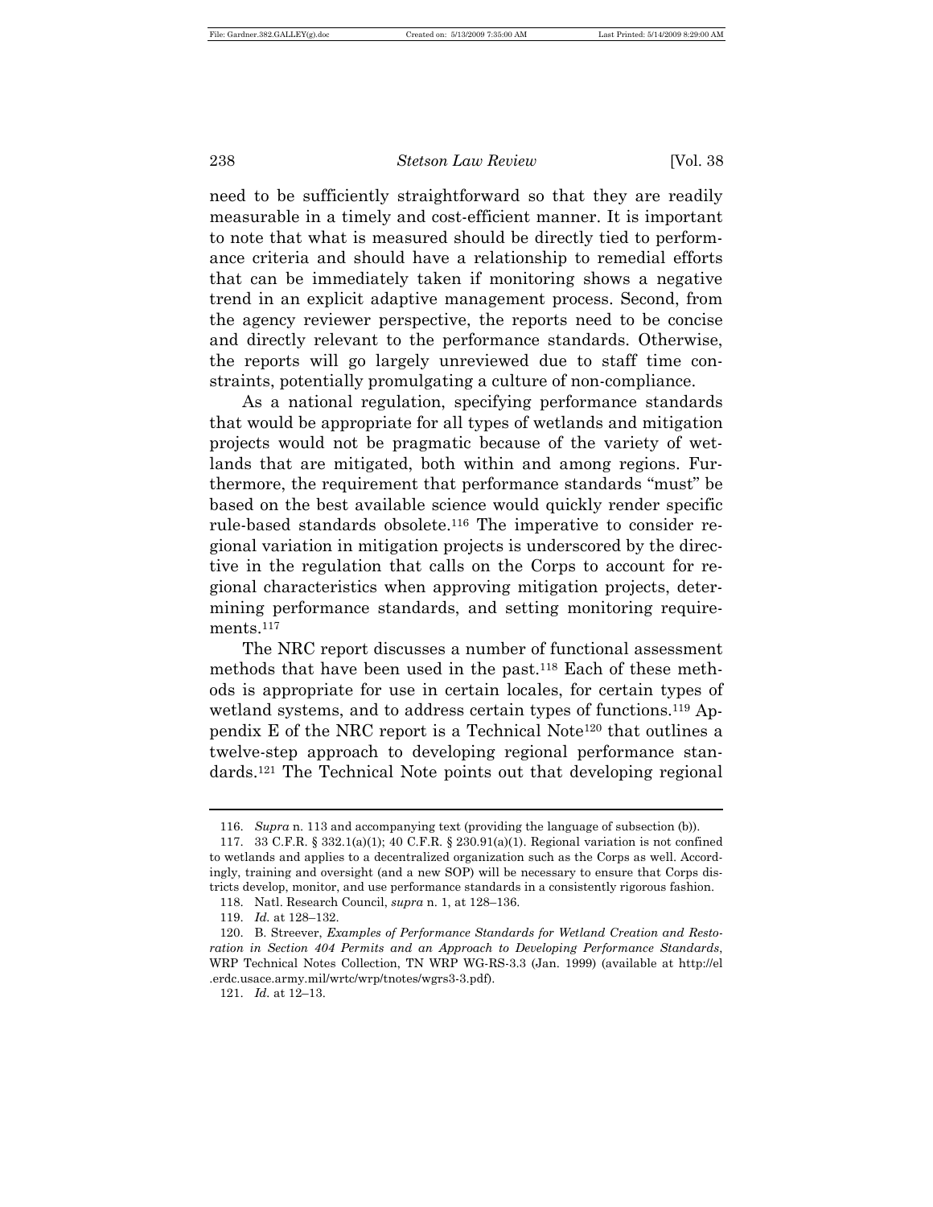need to be sufficiently straightforward so that they are readily measurable in a timely and cost-efficient manner. It is important to note that what is measured should be directly tied to performance criteria and should have a relationship to remedial efforts that can be immediately taken if monitoring shows a negative trend in an explicit adaptive management process. Second, from the agency reviewer perspective, the reports need to be concise and directly relevant to the performance standards. Otherwise, the reports will go largely unreviewed due to staff time constraints, potentially promulgating a culture of non-compliance.

As a national regulation, specifying performance standards that would be appropriate for all types of wetlands and mitigation projects would not be pragmatic because of the variety of wetlands that are mitigated, both within and among regions. Furthermore, the requirement that performance standards "must" be based on the best available science would quickly render specific rule-based standards obsolete.[116] The imperative to consider regional variation in mitigation projects is underscored by the directive in the regulation that calls on the Corps to account for regional characteristics when approving mitigation projects, determining performance standards, and setting monitoring requirements.[117]

The NRC report discusses a number of functional assessment methods that have been used in the past.[118] Each of these methods is appropriate for use in certain locales, for certain types of wetland systems, and to address certain types of functions.[119] Appendix E of the NRC report is a Technical Note[120] that outlines a twelve-step approach to developing regional performance standards.[121] The Technical Note points out that developing regional

---

116. *Supra* n. 113 and accompanying text (providing the language of subsection (b)).

117. 33 C.F.R. § 332.1(a)(1); 40 C.F.R. § 230.91(a)(1). Regional variation is not confined to wetlands and applies to a decentralized organization such as the Corps as well. Accordingly, training and oversight (and a new SOP) will be necessary to ensure that Corps districts develop, monitor, and use performance standards in a consistently rigorous fashion.

118. Natl. Research Council, *supra* n. 1, at 128–136.

119. *Id.* at 128–132.

120. B. Streever, *Examples of Performance Standards for Wetland Creation and Restoration in Section 404 Permits and an Approach to Developing Performance Standards*, WRP Technical Notes Collection, TN WRP WG-RS-3.3 (Jan. 1999) (available at http://el.erdc.usace.army.mil/wrtc/wrp/tnotes/wgrs3-3.pdf).

121. *Id.* at 12–13.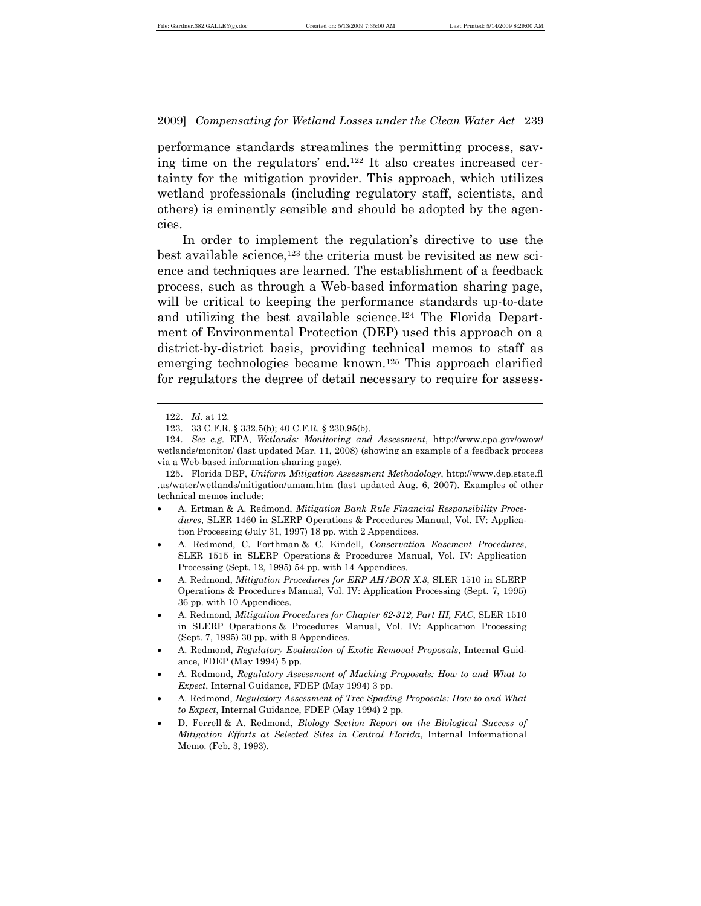performance standards streamlines the permitting process, saving time on the regulators' end.[122] It also creates increased certainty for the mitigation provider. This approach, which utilizes wetland professionals (including regulatory staff, scientists, and others) is eminently sensible and should be adopted by the agencies.

In order to implement the regulation's directive to use the best available science,[123] the criteria must be revisited as new science and techniques are learned. The establishment of a feedback process, such as through a Web-based information sharing page, will be critical to keeping the performance standards up-to-date and utilizing the best available science.[124] The Florida Department of Environmental Protection (DEP) used this approach on a district-by-district basis, providing technical memos to staff as emerging technologies became known.[125] This approach clarified for regulators the degree of detail necessary to require for assess-

---

122. *Id.* at 12.

123. 33 C.F.R. § 332.5(b); 40 C.F.R. § 230.95(b).

124. *See e.g.* EPA, *Wetlands: Monitoring and Assessment*, http://www.epa.gov/owow/wetlands/monitor/ (last updated Mar. 11, 2008) (showing an example of a feedback process via a Web-based information-sharing page).

125. Florida DEP, *Uniform Mitigation Assessment Methodology*, http://www.dep.state.fl.us/water/wetlands/mitigation/umam.htm (last updated Aug. 6, 2007). Examples of other technical memos include:

- A. Ertman & A. Redmond, *Mitigation Bank Rule Financial Responsibility Procedures*, SLER 1460 in SLERP Operations & Procedures Manual, Vol. IV: Application Processing (July 31, 1997) 18 pp. with 2 Appendices.
- A. Redmond, C. Forthman & C. Kindell, *Conservation Easement Procedures*, SLER 1515 in SLERP Operations & Procedures Manual, Vol. IV: Application Processing (Sept. 12, 1995) 54 pp. with 14 Appendices.
- A. Redmond, *Mitigation Procedures for ERP AH/BOR X.3*, SLER 1510 in SLERP Operations & Procedures Manual, Vol. IV: Application Processing (Sept. 7, 1995) 36 pp. with 10 Appendices.
- A. Redmond, *Mitigation Procedures for Chapter 62-312, Part III, FAC*, SLER 1510 in SLERP Operations & Procedures Manual, Vol. IV: Application Processing (Sept. 7, 1995) 30 pp. with 9 Appendices.
- A. Redmond, *Regulatory Evaluation of Exotic Removal Proposals*, Internal Guidance, FDEP (May 1994) 5 pp.
- A. Redmond, *Regulatory Assessment of Mucking Proposals: How to and What to Expect*, Internal Guidance, FDEP (May 1994) 3 pp.
- A. Redmond, *Regulatory Assessment of Tree Spading Proposals: How to and What to Expect*, Internal Guidance, FDEP (May 1994) 2 pp.
- D. Ferrell & A. Redmond, *Biology Section Report on the Biological Success of Mitigation Efforts at Selected Sites in Central Florida*, Internal Informational Memo. (Feb. 3, 1993).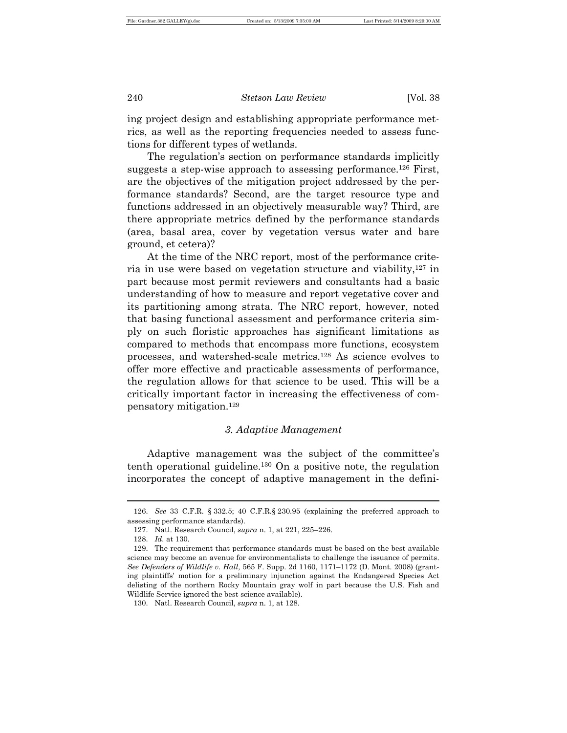ing project design and establishing appropriate performance metrics, as well as the reporting frequencies needed to assess functions for different types of wetlands.

The regulation's section on performance standards implicitly suggests a step-wise approach to assessing performance.[126] First, are the objectives of the mitigation project addressed by the performance standards? Second, are the target resource type and functions addressed in an objectively measurable way? Third, are there appropriate metrics defined by the performance standards (area, basal area, cover by vegetation versus water and bare ground, et cetera)?

At the time of the NRC report, most of the performance criteria in use were based on vegetation structure and viability,[127] in part because most permit reviewers and consultants had a basic understanding of how to measure and report vegetative cover and its partitioning among strata. The NRC report, however, noted that basing functional assessment and performance criteria simply on such floristic approaches has significant limitations as compared to methods that encompass more functions, ecosystem processes, and watershed-scale metrics.[128] As science evolves to offer more effective and practicable assessments of performance, the regulation allows for that science to be used. This will be a critically important factor in increasing the effectiveness of compensatory mitigation.[129]

### *3. Adaptive Management*

Adaptive management was the subject of the committee's tenth operational guideline.[130] On a positive note, the regulation incorporates the concept of adaptive management in the defini-

---

126. *See* 33 C.F.R. § 332.5; 40 C.F.R.§ 230.95 (explaining the preferred approach to assessing performance standards).

127. Natl. Research Council, *supra* n. 1, at 221, 225–226.

128. *Id.* at 130.

129. The requirement that performance standards must be based on the best available science may become an avenue for environmentalists to challenge the issuance of permits. *See Defenders of Wildlife v. Hall*, 565 F. Supp. 2d 1160, 1171–1172 (D. Mont. 2008) (granting plaintiffs' motion for a preliminary injunction against the Endangered Species Act delisting of the northern Rocky Mountain gray wolf in part because the U.S. Fish and Wildlife Service ignored the best science available).

130. Natl. Research Council, *supra* n. 1, at 128.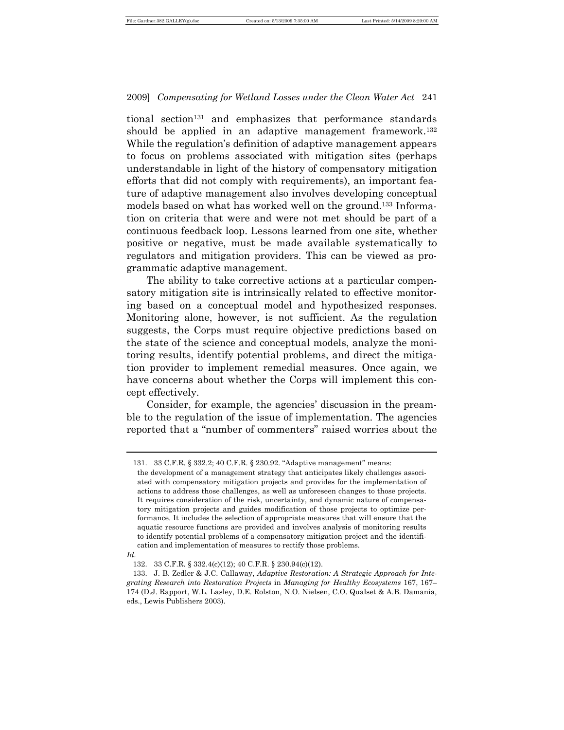tional section[131] and emphasizes that performance standards should be applied in an adaptive management framework.[132] While the regulation's definition of adaptive management appears to focus on problems associated with mitigation sites (perhaps understandable in light of the history of compensatory mitigation efforts that did not comply with requirements), an important feature of adaptive management also involves developing conceptual models based on what has worked well on the ground.[133] Information on criteria that were and were not met should be part of a continuous feedback loop. Lessons learned from one site, whether positive or negative, must be made available systematically to regulators and mitigation providers. This can be viewed as programmatic adaptive management.

The ability to take corrective actions at a particular compensatory mitigation site is intrinsically related to effective monitoring based on a conceptual model and hypothesized responses. Monitoring alone, however, is not sufficient. As the regulation suggests, the Corps must require objective predictions based on the state of the science and conceptual models, analyze the monitoring results, identify potential problems, and direct the mitigation provider to implement remedial measures. Once again, we have concerns about whether the Corps will implement this concept effectively.

Consider, for example, the agencies' discussion in the preamble to the regulation of the issue of implementation. The agencies reported that a "number of commenters" raised worries about the

---

131. 33 C.F.R. § 332.2; 40 C.F.R. § 230.92. "Adaptive management" means:

> the development of a management strategy that anticipates likely challenges associated with compensatory mitigation projects and provides for the implementation of actions to address those challenges, as well as unforeseen changes to those projects. It requires consideration of the risk, uncertainty, and dynamic nature of compensatory mitigation projects and guides modification of those projects to optimize performance. It includes the selection of appropriate measures that will ensure that the aquatic resource functions are provided and involves analysis of monitoring results to identify potential problems of a compensatory mitigation project and the identification and implementation of measures to rectify those problems.

*Id.*

132. 33 C.F.R. § 332.4(c)(12); 40 C.F.R. § 230.94(c)(12).

133. J. B. Zedler & J.C. Callaway, *Adaptive Restoration: A Strategic Approach for Integrating Research into Restoration Projects* in *Managing for Healthy Ecosystems* 167, 167–174 (D.J. Rapport, W.L. Lasley, D.E. Rolston, N.O. Nielsen, C.O. Qualset & A.B. Damania, eds., Lewis Publishers 2003).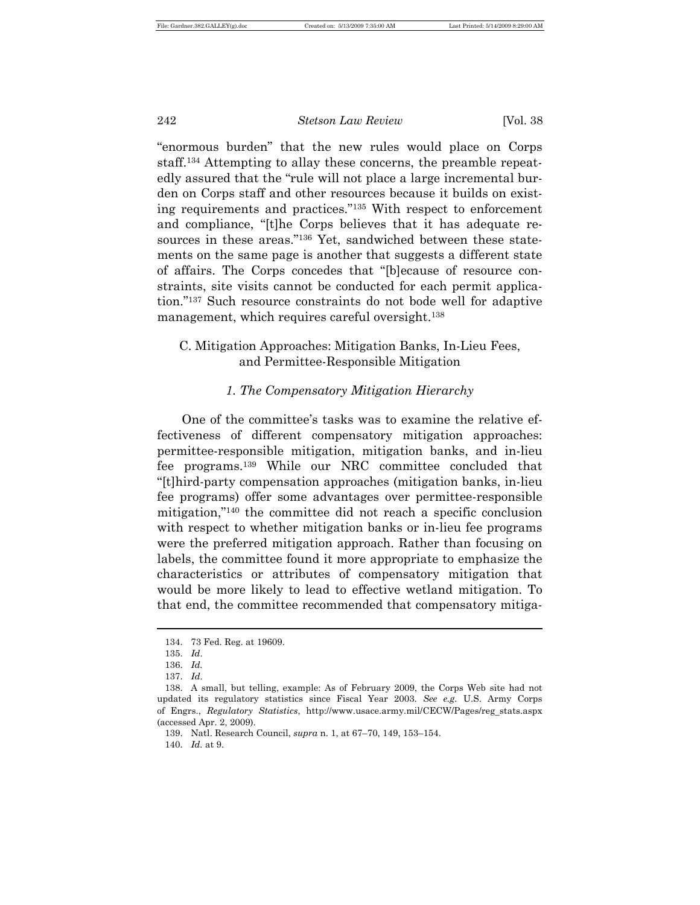"enormous burden" that the new rules would place on Corps staff.[134] Attempting to allay these concerns, the preamble repeatedly assured that the "rule will not place a large incremental burden on Corps staff and other resources because it builds on existing requirements and practices."[135] With respect to enforcement and compliance, "[t]he Corps believes that it has adequate resources in these areas."[136] Yet, sandwiched between these statements on the same page is another that suggests a different state of affairs. The Corps concedes that "[b]ecause of resource constraints, site visits cannot be conducted for each permit application."[137] Such resource constraints do not bode well for adaptive management, which requires careful oversight.[138]

## C. Mitigation Approaches: Mitigation Banks, In-Lieu Fees, and Permittee-Responsible Mitigation

### *1. The Compensatory Mitigation Hierarchy*

One of the committee's tasks was to examine the relative effectiveness of different compensatory mitigation approaches: permittee-responsible mitigation, mitigation banks, and in-lieu fee programs.[139] While our NRC committee concluded that "[t]hird-party compensation approaches (mitigation banks, in-lieu fee programs) offer some advantages over permittee-responsible mitigation,"[140] the committee did not reach a specific conclusion with respect to whether mitigation banks or in-lieu fee programs were the preferred mitigation approach. Rather than focusing on labels, the committee found it more appropriate to emphasize the characteristics or attributes of compensatory mitigation that would be more likely to lead to effective wetland mitigation. To that end, the committee recommended that compensatory mitiga-

---

134. 73 Fed. Reg. at 19609.

135. *Id*.

136. *Id.*

137. *Id*.

138. A small, but telling, example: As of February 2009, the Corps Web site had not updated its regulatory statistics since Fiscal Year 2003. *See e.g.* U.S. Army Corps of Engrs., *Regulatory Statistics*, http://www.usace.army.mil/CECW/Pages/reg_stats.aspx (accessed Apr. 2, 2009).

139. Natl. Research Council, *supra* n. 1, at 67–70, 149, 153–154.

140. *Id.* at 9.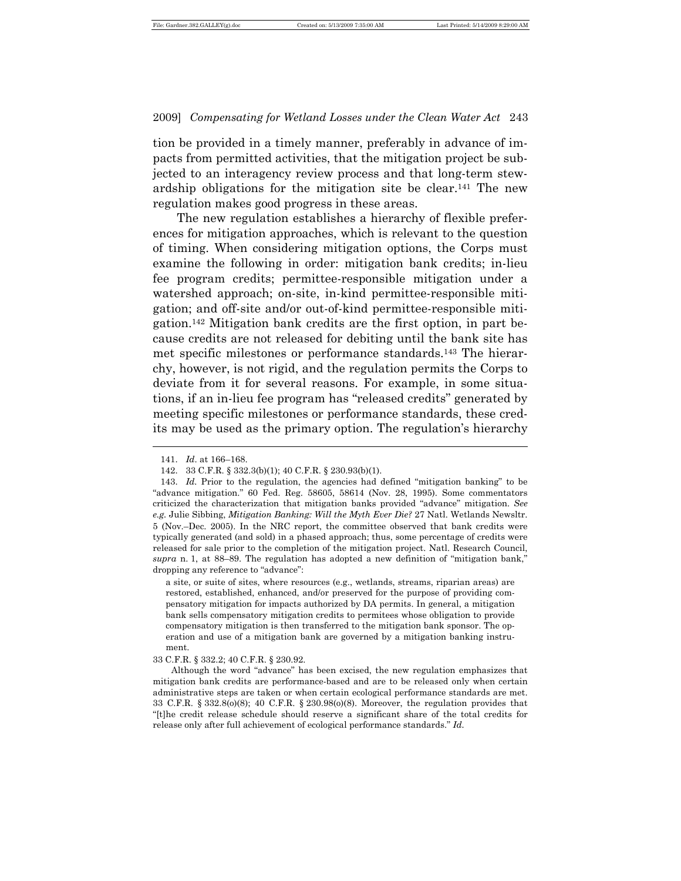tion be provided in a timely manner, preferably in advance of impacts from permitted activities, that the mitigation project be subjected to an interagency review process and that long-term stewardship obligations for the mitigation site be clear.[141] The new regulation makes good progress in these areas.

The new regulation establishes a hierarchy of flexible preferences for mitigation approaches, which is relevant to the question of timing. When considering mitigation options, the Corps must examine the following in order: mitigation bank credits; in-lieu fee program credits; permittee-responsible mitigation under a watershed approach; on-site, in-kind permittee-responsible mitigation; and off-site and/or out-of-kind permittee-responsible mitigation.[142] Mitigation bank credits are the first option, in part because credits are not released for debiting until the bank site has met specific milestones or performance standards.[143] The hierarchy, however, is not rigid, and the regulation permits the Corps to deviate from it for several reasons. For example, in some situations, if an in-lieu fee program has "released credits" generated by meeting specific milestones or performance standards, these credits may be used as the primary option. The regulation's hierarchy

---

141. *Id*. at 166–168.

142. 33 C.F.R. § 332.3(b)(1); 40 C.F.R. § 230.93(b)(1).

143. *Id.* Prior to the regulation, the agencies had defined "mitigation banking" to be "advance mitigation." 60 Fed. Reg. 58605, 58614 (Nov. 28, 1995). Some commentators criticized the characterization that mitigation banks provided "advance" mitigation. *See e.g.* Julie Sibbing, *Mitigation Banking: Will the Myth Ever Die?* 27 Natl. Wetlands Newsltr. 5 (Nov.–Dec. 2005). In the NRC report, the committee observed that bank credits were typically generated (and sold) in a phased approach; thus, some percentage of credits were released for sale prior to the completion of the mitigation project. Natl. Research Council, *supra* n. 1, at 88–89. The regulation has adopted a new definition of "mitigation bank," dropping any reference to "advance":

> a site, or suite of sites, where resources (e.g., wetlands, streams, riparian areas) are restored, established, enhanced, and/or preserved for the purpose of providing compensatory mitigation for impacts authorized by DA permits. In general, a mitigation bank sells compensatory mitigation credits to permitees whose obligation to provide compensatory mitigation is then transferred to the mitigation bank sponsor. The operation and use of a mitigation bank are governed by a mitigation banking instrument.

33 C.F.R. § 332.2; 40 C.F.R. § 230.92.

Although the word "advance" has been excised, the new regulation emphasizes that mitigation bank credits are performance-based and are to be released only when certain administrative steps are taken or when certain ecological performance standards are met. 33 C.F.R. § 332.8(o)(8); 40 C.F.R. § 230.98(o)(8). Moreover, the regulation provides that "[t]he credit release schedule should reserve a significant share of the total credits for release only after full achievement of ecological performance standards." *Id.*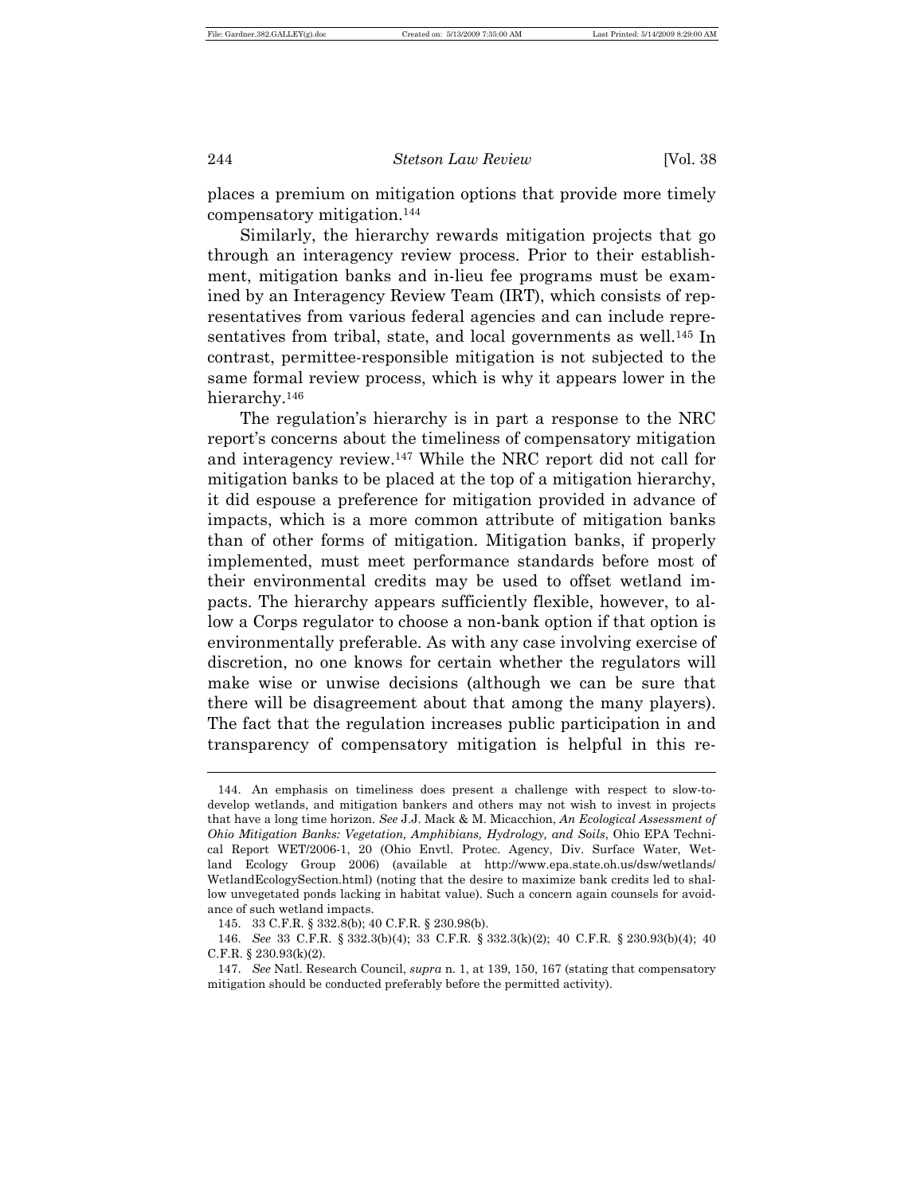places a premium on mitigation options that provide more timely compensatory mitigation.[144]

Similarly, the hierarchy rewards mitigation projects that go through an interagency review process. Prior to their establishment, mitigation banks and in-lieu fee programs must be examined by an Interagency Review Team (IRT), which consists of representatives from various federal agencies and can include representatives from tribal, state, and local governments as well.[145] In contrast, permittee-responsible mitigation is not subjected to the same formal review process, which is why it appears lower in the hierarchy.[146]

The regulation's hierarchy is in part a response to the NRC report's concerns about the timeliness of compensatory mitigation and interagency review.[147] While the NRC report did not call for mitigation banks to be placed at the top of a mitigation hierarchy, it did espouse a preference for mitigation provided in advance of impacts, which is a more common attribute of mitigation banks than of other forms of mitigation. Mitigation banks, if properly implemented, must meet performance standards before most of their environmental credits may be used to offset wetland impacts. The hierarchy appears sufficiently flexible, however, to allow a Corps regulator to choose a non-bank option if that option is environmentally preferable. As with any case involving exercise of discretion, no one knows for certain whether the regulators will make wise or unwise decisions (although we can be sure that there will be disagreement about that among the many players). The fact that the regulation increases public participation in and transparency of compensatory mitigation is helpful in this re-

---

144. An emphasis on timeliness does present a challenge with respect to slow-to-develop wetlands, and mitigation bankers and others may not wish to invest in projects that have a long time horizon. *See* J.J. Mack & M. Micacchion, *An Ecological Assessment of Ohio Mitigation Banks: Vegetation, Amphibians, Hydrology, and Soils*, Ohio EPA Technical Report WET/2006-1, 20 (Ohio Envtl. Protec. Agency, Div. Surface Water, Wetland Ecology Group 2006) (available at http://www.epa.state.oh.us/dsw/wetlands/WetlandEcologySection.html) (noting that the desire to maximize bank credits led to shallow unvegetated ponds lacking in habitat value). Such a concern again counsels for avoidance of such wetland impacts.

145. 33 C.F.R. § 332.8(b); 40 C.F.R. § 230.98(b).

146. *See* 33 C.F.R. § 332.3(b)(4); 33 C.F.R. § 332.3(k)(2); 40 C.F.R. § 230.93(b)(4); 40 C.F.R. § 230.93(k)(2).

147. *See* Natl. Research Council, *supra* n. 1, at 139, 150, 167 (stating that compensatory mitigation should be conducted preferably before the permitted activity).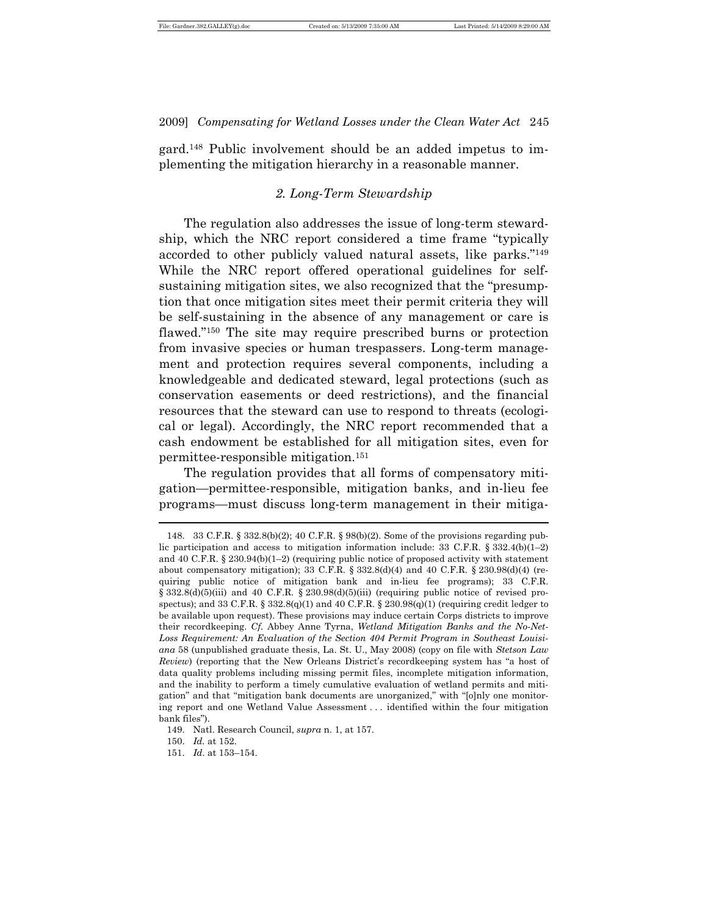gard.[148] Public involvement should be an added impetus to implementing the mitigation hierarchy in a reasonable manner.

### *2. Long-Term Stewardship*

The regulation also addresses the issue of long-term stewardship, which the NRC report considered a time frame "typically accorded to other publicly valued natural assets, like parks."[149] While the NRC report offered operational guidelines for self-sustaining mitigation sites, we also recognized that the "presumption that once mitigation sites meet their permit criteria they will be self-sustaining in the absence of any management or care is flawed."[150] The site may require prescribed burns or protection from invasive species or human trespassers. Long-term management and protection requires several components, including a knowledgeable and dedicated steward, legal protections (such as conservation easements or deed restrictions), and the financial resources that the steward can use to respond to threats (ecological or legal). Accordingly, the NRC report recommended that a cash endowment be established for all mitigation sites, even for permittee-responsible mitigation.[151]

The regulation provides that all forms of compensatory mitigation—permittee-responsible, mitigation banks, and in-lieu fee programs—must discuss long-term management in their mitiga-

---

148. 33 C.F.R. § 332.8(b)(2); 40 C.F.R. § 98(b)(2). Some of the provisions regarding public participation and access to mitigation information include: 33 C.F.R. § 332.4(b)(1–2) and 40 C.F.R. § 230.94(b)(1–2) (requiring public notice of proposed activity with statement about compensatory mitigation); 33 C.F.R. § 332.8(d)(4) and 40 C.F.R. § 230.98(d)(4) (requiring public notice of mitigation bank and in-lieu fee programs); 33 C.F.R. § 332.8(d)(5)(iii) and 40 C.F.R. § 230.98(d)(5)(iii) (requiring public notice of revised prospectus); and 33 C.F.R. § 332.8(q)(1) and 40 C.F.R. § 230.98(q)(1) (requiring credit ledger to be available upon request). These provisions may induce certain Corps districts to improve their recordkeeping. *Cf.* Abbey Anne Tyrna, *Wetland Mitigation Banks and the No-Net-Loss Requirement: An Evaluation of the Section 404 Permit Program in Southeast Louisiana* 58 (unpublished graduate thesis, La. St. U., May 2008) (copy on file with *Stetson Law Review*) (reporting that the New Orleans District's recordkeeping system has "a host of data quality problems including missing permit files, incomplete mitigation information, and the inability to perform a timely cumulative evaluation of wetland permits and mitigation" and that "mitigation bank documents are unorganized," with "[o]nly one monitoring report and one Wetland Value Assessment . . . identified within the four mitigation bank files").

149. Natl. Research Council, *supra* n. 1, at 157.

150. *Id.* at 152.

151. *Id*. at 153–154.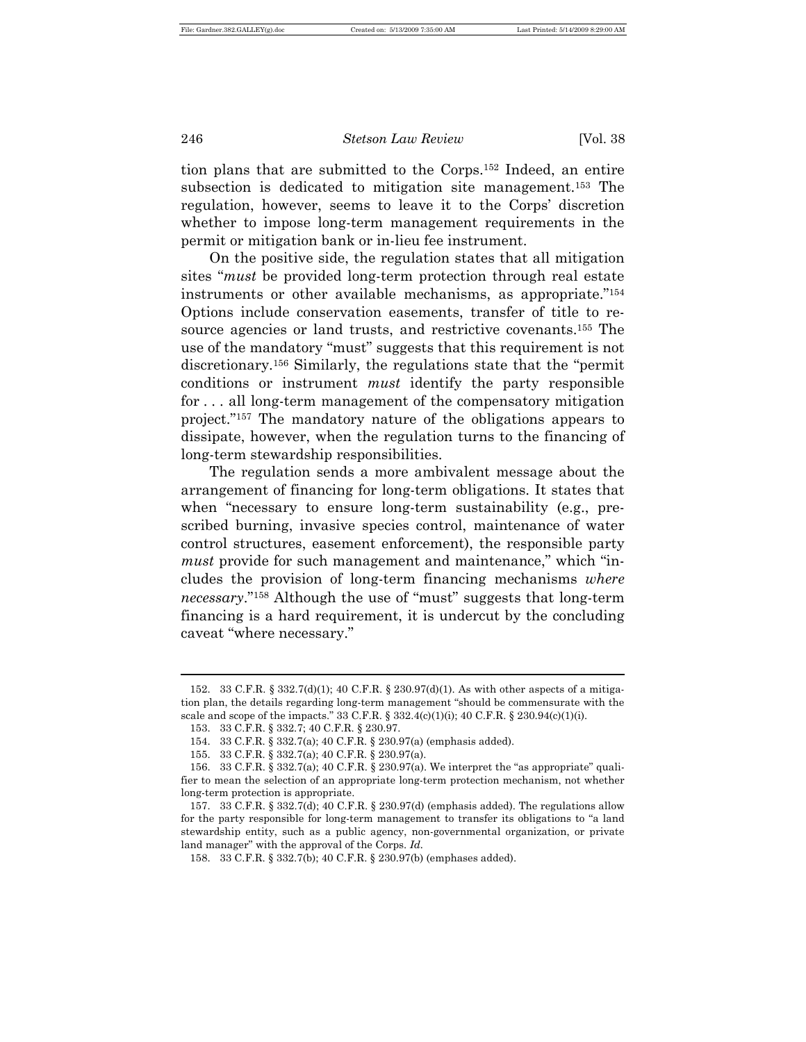tion plans that are submitted to the Corps.[152] Indeed, an entire subsection is dedicated to mitigation site management.[153] The regulation, however, seems to leave it to the Corps' discretion whether to impose long-term management requirements in the permit or mitigation bank or in-lieu fee instrument.

On the positive side, the regulation states that all mitigation sites "*must* be provided long-term protection through real estate instruments or other available mechanisms, as appropriate."[154] Options include conservation easements, transfer of title to resource agencies or land trusts, and restrictive covenants.[155] The use of the mandatory "must" suggests that this requirement is not discretionary.[156] Similarly, the regulations state that the "permit conditions or instrument *must* identify the party responsible for . . . all long-term management of the compensatory mitigation project."[157] The mandatory nature of the obligations appears to dissipate, however, when the regulation turns to the financing of long-term stewardship responsibilities.

The regulation sends a more ambivalent message about the arrangement of financing for long-term obligations. It states that when "necessary to ensure long-term sustainability (e.g., prescribed burning, invasive species control, maintenance of water control structures, easement enforcement), the responsible party *must* provide for such management and maintenance," which "includes the provision of long-term financing mechanisms *where necessary*."[158] Although the use of "must" suggests that long-term financing is a hard requirement, it is undercut by the concluding caveat "where necessary."

---

152. 33 C.F.R. § 332.7(d)(1); 40 C.F.R. § 230.97(d)(1). As with other aspects of a mitigation plan, the details regarding long-term management "should be commensurate with the scale and scope of the impacts." 33 C.F.R. § 332.4(c)(1)(i); 40 C.F.R. § 230.94(c)(1)(i).

153. 33 C.F.R. § 332.7; 40 C.F.R. § 230.97.

154. 33 C.F.R. § 332.7(a); 40 C.F.R. § 230.97(a) (emphasis added).

155. 33 C.F.R. § 332.7(a); 40 C.F.R. § 230.97(a).

156. 33 C.F.R. § 332.7(a); 40 C.F.R. § 230.97(a). We interpret the "as appropriate" qualifier to mean the selection of an appropriate long-term protection mechanism, not whether long-term protection is appropriate.

157. 33 C.F.R. § 332.7(d); 40 C.F.R. § 230.97(d) (emphasis added). The regulations allow for the party responsible for long-term management to transfer its obligations to "a land stewardship entity, such as a public agency, non-governmental organization, or private land manager" with the approval of the Corps. *Id.*

158. 33 C.F.R. § 332.7(b); 40 C.F.R. § 230.97(b) (emphases added).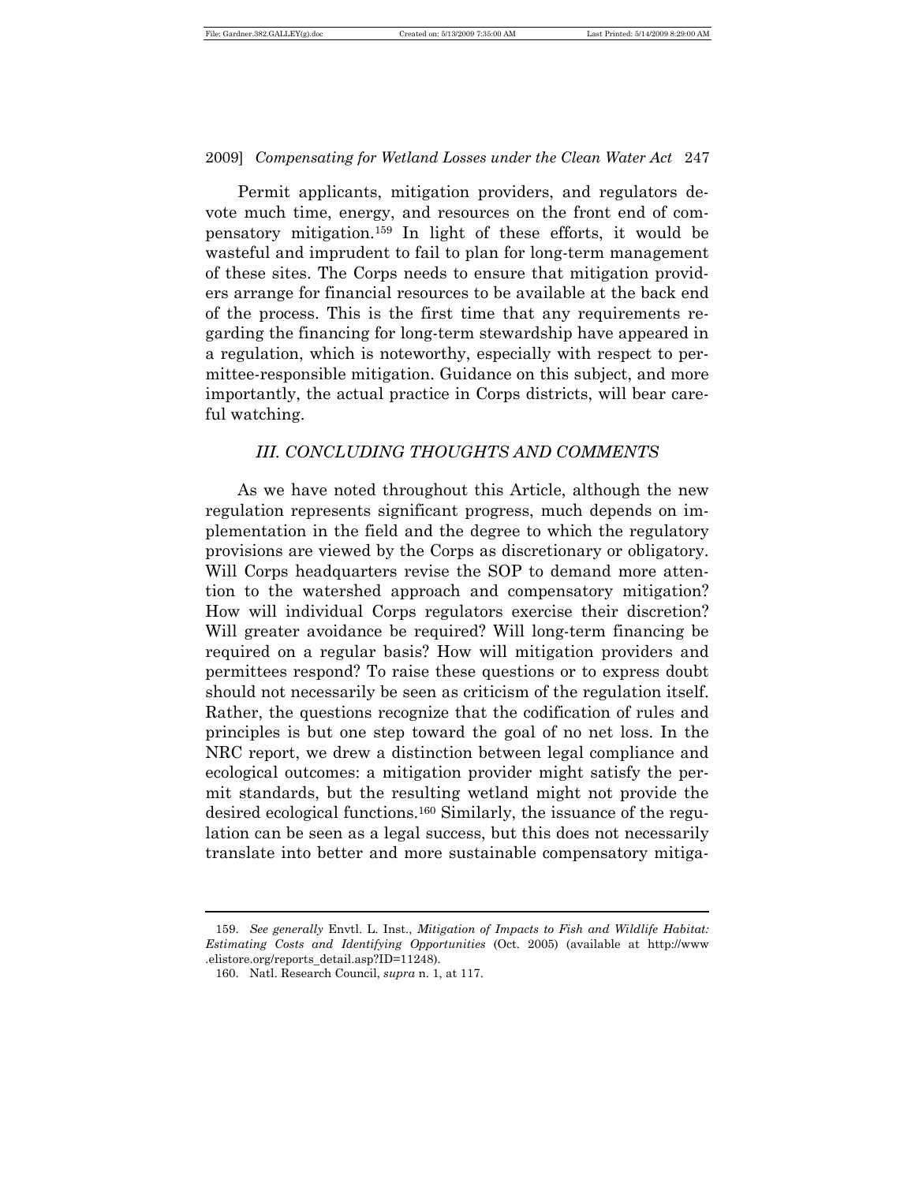Permit applicants, mitigation providers, and regulators devote much time, energy, and resources on the front end of compensatory mitigation.[159] In light of these efforts, it would be wasteful and imprudent to fail to plan for long-term management of these sites. The Corps needs to ensure that mitigation providers arrange for financial resources to be available at the back end of the process. This is the first time that any requirements regarding the financing for long-term stewardship have appeared in a regulation, which is noteworthy, especially with respect to permittee-responsible mitigation. Guidance on this subject, and more importantly, the actual practice in Corps districts, will bear careful watching.

## *III. CONCLUDING THOUGHTS AND COMMENTS*

As we have noted throughout this Article, although the new regulation represents significant progress, much depends on implementation in the field and the degree to which the regulatory provisions are viewed by the Corps as discretionary or obligatory. Will Corps headquarters revise the SOP to demand more attention to the watershed approach and compensatory mitigation? How will individual Corps regulators exercise their discretion? Will greater avoidance be required? Will long-term financing be required on a regular basis? How will mitigation providers and permittees respond? To raise these questions or to express doubt should not necessarily be seen as criticism of the regulation itself. Rather, the questions recognize that the codification of rules and principles is but one step toward the goal of no net loss. In the NRC report, we drew a distinction between legal compliance and ecological outcomes: a mitigation provider might satisfy the permit standards, but the resulting wetland might not provide the desired ecological functions.[160] Similarly, the issuance of the regulation can be seen as a legal success, but this does not necessarily translate into better and more sustainable compensatory mitiga-

---

159. *See generally* Envtl. L. Inst., *Mitigation of Impacts to Fish and Wildlife Habitat: Estimating Costs and Identifying Opportunities* (Oct. 2005) (available at http://www.elistore.org/reports_detail.asp?ID=11248).

160. Natl. Research Council, *supra* n. 1, at 117.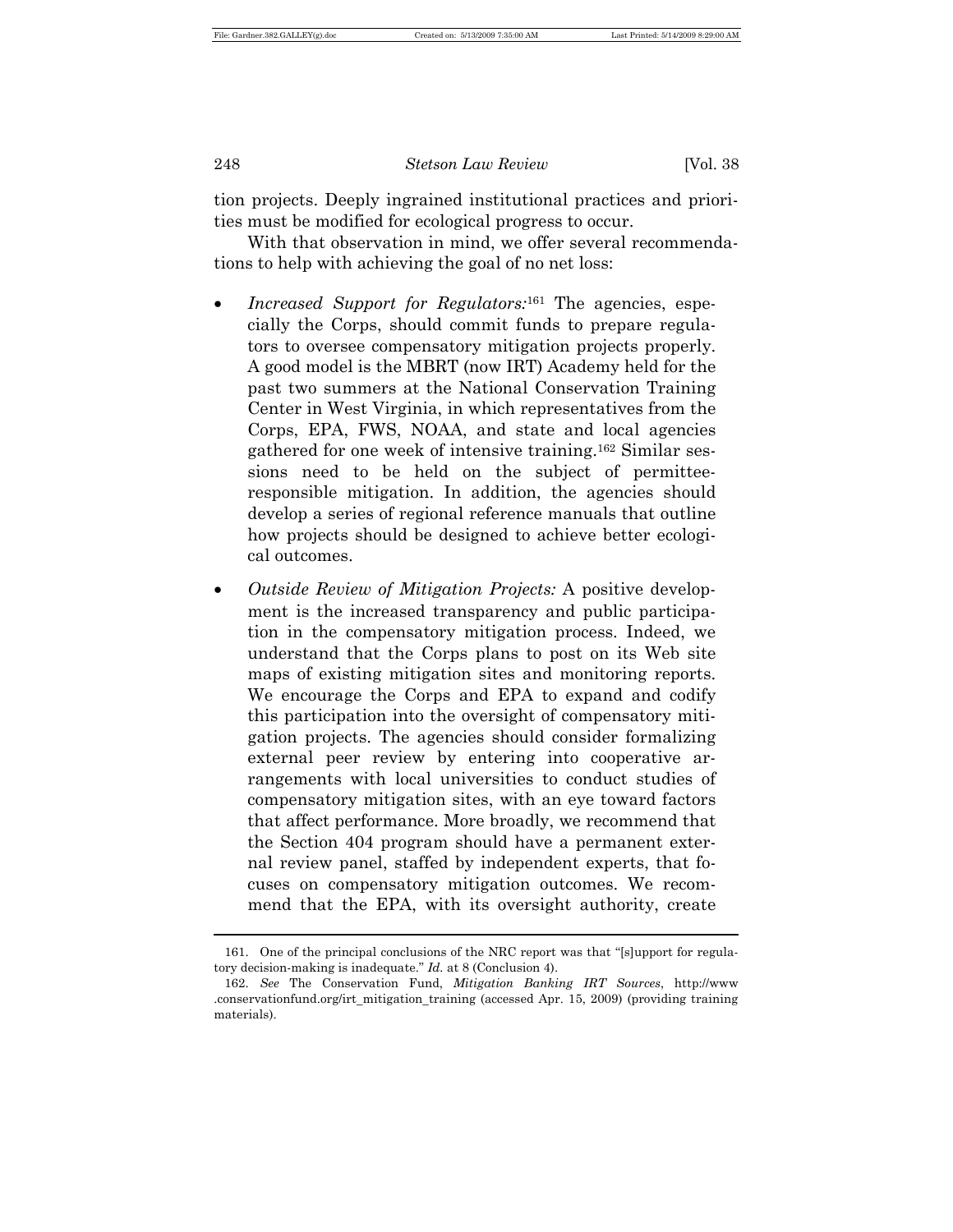tion projects. Deeply ingrained institutional practices and priorities must be modified for ecological progress to occur.

With that observation in mind, we offer several recommendations to help with achieving the goal of no net loss:

- *Increased Support for Regulators:*[161] The agencies, especially the Corps, should commit funds to prepare regulators to oversee compensatory mitigation projects properly. A good model is the MBRT (now IRT) Academy held for the past two summers at the National Conservation Training Center in West Virginia, in which representatives from the Corps, EPA, FWS, NOAA, and state and local agencies gathered for one week of intensive training.[162] Similar sessions need to be held on the subject of permittee-responsible mitigation. In addition, the agencies should develop a series of regional reference manuals that outline how projects should be designed to achieve better ecological outcomes.

- *Outside Review of Mitigation Projects:* A positive development is the increased transparency and public participation in the compensatory mitigation process. Indeed, we understand that the Corps plans to post on its Web site maps of existing mitigation sites and monitoring reports. We encourage the Corps and EPA to expand and codify this participation into the oversight of compensatory mitigation projects. The agencies should consider formalizing external peer review by entering into cooperative arrangements with local universities to conduct studies of compensatory mitigation sites, with an eye toward factors that affect performance. More broadly, we recommend that the Section 404 program should have a permanent external review panel, staffed by independent experts, that focuses on compensatory mitigation outcomes. We recommend that the EPA, with its oversight authority, create

---

161. One of the principal conclusions of the NRC report was that "[s]upport for regulatory decision-making is inadequate." *Id.* at 8 (Conclusion 4).

162. *See* The Conservation Fund, *Mitigation Banking IRT Sources*, http://www.conservationfund.org/irt_mitigation_training (accessed Apr. 15, 2009) (providing training materials).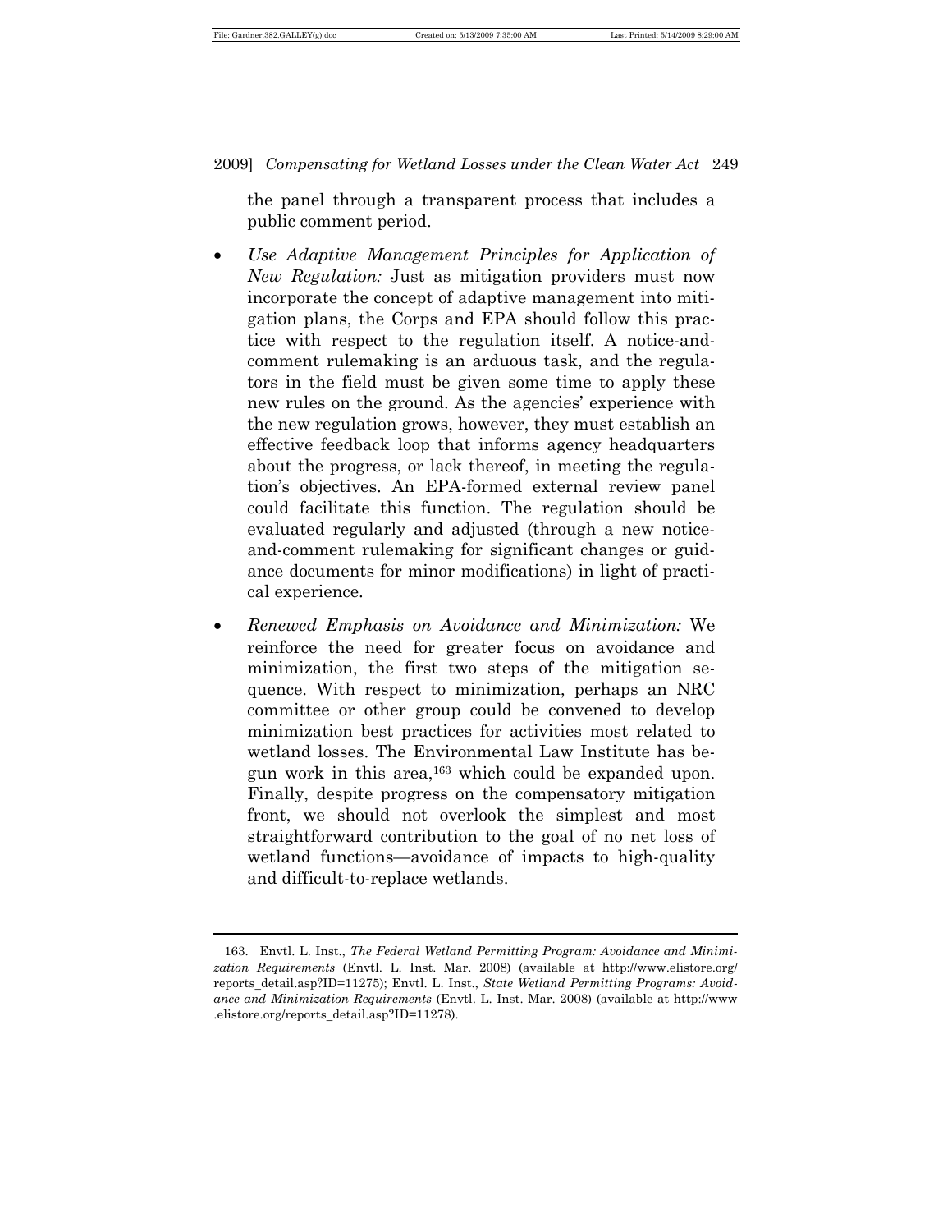the panel through a transparent process that includes a public comment period.

- *Use Adaptive Management Principles for Application of New Regulation:* Just as mitigation providers must now incorporate the concept of adaptive management into mitigation plans, the Corps and EPA should follow this practice with respect to the regulation itself. A notice-and-comment rulemaking is an arduous task, and the regulators in the field must be given some time to apply these new rules on the ground. As the agencies' experience with the new regulation grows, however, they must establish an effective feedback loop that informs agency headquarters about the progress, or lack thereof, in meeting the regulation's objectives. An EPA-formed external review panel could facilitate this function. The regulation should be evaluated regularly and adjusted (through a new notice-and-comment rulemaking for significant changes or guidance documents for minor modifications) in light of practical experience.

- *Renewed Emphasis on Avoidance and Minimization:* We reinforce the need for greater focus on avoidance and minimization, the first two steps of the mitigation sequence. With respect to minimization, perhaps an NRC committee or other group could be convened to develop minimization best practices for activities most related to wetland losses. The Environmental Law Institute has begun work in this area,[163] which could be expanded upon. Finally, despite progress on the compensatory mitigation front, we should not overlook the simplest and most straightforward contribution to the goal of no net loss of wetland functions—avoidance of impacts to high-quality and difficult-to-replace wetlands.

---

163. Envtl. L. Inst., *The Federal Wetland Permitting Program: Avoidance and Minimization Requirements* (Envtl. L. Inst. Mar. 2008) (available at http://www.elistore.org/reports_detail.asp?ID=11275); Envtl. L. Inst., *State Wetland Permitting Programs: Avoidance and Minimization Requirements* (Envtl. L. Inst. Mar. 2008) (available at http://www.elistore.org/reports_detail.asp?ID=11278).